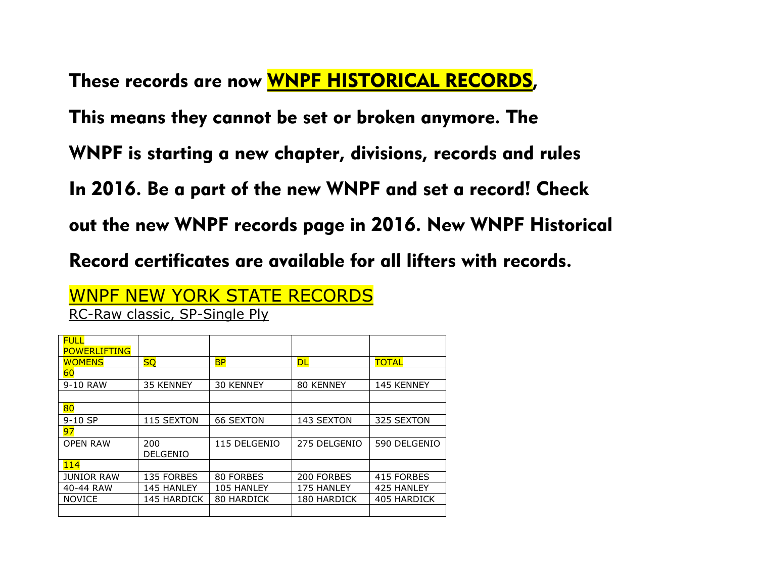**These records are now WNPF HISTORICAL RECORDS,**

**This means they cannot be set or broken anymore. The**

**WNPF is starting a new chapter, divisions, records and rules**

**In 2016. Be a part of the new WNPF and set a record! Check**

**out the new WNPF records page in 2016. New WNPF Historical**

**Record certificates are available for all lifters with records.**

## WNPF NEW YORK STATE RECORDS

RC-Raw classic, SP-Single Ply

| FULL POWERLIFTING | | | | |
|---|---|---|---|---|
| WOMENS | SQ | BP | DL | TOTAL |
| 60 | | | | |
| 9-10 RAW | 35 KENNEY | 30 KENNEY | 80 KENNEY | 145 KENNEY |
| | | | | |
| 80 | | | | |
| 9-10 SP | 115 SEXTON | 66 SEXTON | 143 SEXTON | 325 SEXTON |
| 97 | | | | |
| OPEN RAW | 200 DELGENIO | 115 DELGENIO | 275 DELGENIO | 590 DELGENIO |
| 114 | | | | |
| JUNIOR RAW | 135 FORBES | 80 FORBES | 200 FORBES | 415 FORBES |
| 40-44 RAW | 145 HANLEY | 105 HANLEY | 175 HANLEY | 425 HANLEY |
| NOVICE | 145 HARDICK | 80 HARDICK | 180 HARDICK | 405 HARDICK |
| | | | | |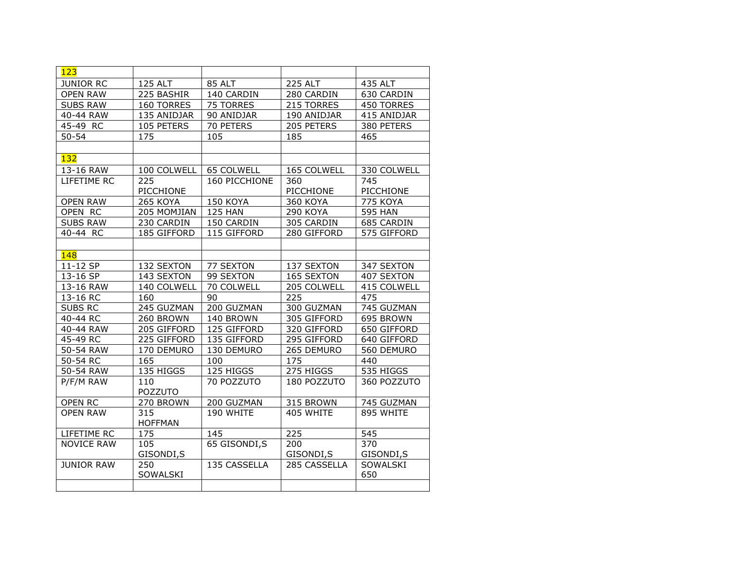| 123 | | | | |
|---|---|---|---|---|
| JUNIOR RC | 125 ALT | 85 ALT | 225 ALT | 435 ALT |
| OPEN RAW | 225 BASHIR | 140 CARDIN | 280 CARDIN | 630 CARDIN |
| SUBS RAW | 160 TORRES | 75 TORRES | 215 TORRES | 450 TORRES |
| 40-44 RAW | 135 ANIDJAR | 90 ANIDJAR | 190 ANIDJAR | 415 ANIDJAR |
| 45-49 RC | 105 PETERS | 70 PETERS | 205 PETERS | 380 PETERS |
| 50-54 | 175 | 105 | 185 | 465 |
| | | | | |
| 132 | | | | |
| 13-16 RAW | 100 COLWELL | 65 COLWELL | 165 COLWELL | 330 COLWELL |
| LIFETIME RC | 225 PICCHIONE | 160 PICCHIONE | 360 PICCHIONE | 745 PICCHIONE |
| OPEN RAW | 265 KOYA | 150 KOYA | 360 KOYA | 775 KOYA |
| OPEN RC | 205 MOMJIAN | 125 HAN | 290 KOYA | 595 HAN |
| SUBS RAW | 230 CARDIN | 150 CARDIN | 305 CARDIN | 685 CARDIN |
| 40-44 RC | 185 GIFFORD | 115 GIFFORD | 280 GIFFORD | 575 GIFFORD |
| | | | | |
| 148 | | | | |
| 11-12 SP | 132 SEXTON | 77 SEXTON | 137 SEXTON | 347 SEXTON |
| 13-16 SP | 143 SEXTON | 99 SEXTON | 165 SEXTON | 407 SEXTON |
| 13-16 RAW | 140 COLWELL | 70 COLWELL | 205 COLWELL | 415 COLWELL |
| 13-16 RC | 160 | 90 | 225 | 475 |
| SUBS RC | 245 GUZMAN | 200 GUZMAN | 300 GUZMAN | 745 GUZMAN |
| 40-44 RC | 260 BROWN | 140 BROWN | 305 GIFFORD | 695 BROWN |
| 40-44 RAW | 205 GIFFORD | 125 GIFFORD | 320 GIFFORD | 650 GIFFORD |
| 45-49 RC | 225 GIFFORD | 135 GIFFORD | 295 GIFFORD | 640 GIFFORD |
| 50-54 RAW | 170 DEMURO | 130 DEMURO | 265 DEMURO | 560 DEMURO |
| 50-54 RC | 165 | 100 | 175 | 440 |
| 50-54 RAW | 135 HIGGS | 125 HIGGS | 275 HIGGS | 535 HIGGS |
| P/F/M RAW | 110 POZZUTO | 70 POZZUTO | 180 POZZUTO | 360 POZZUTO |
| OPEN RC | 270 BROWN | 200 GUZMAN | 315 BROWN | 745 GUZMAN |
| OPEN RAW | 315 HOFFMAN | 190 WHITE | 405 WHITE | 895 WHITE |
| LIFETIME RC | 175 | 145 | 225 | 545 |
| NOVICE RAW | 105 GISONDI,S | 65 GISONDI,S | 200 GISONDI,S | 370 GISONDI,S |
| JUNIOR RAW | 250 SOWALSKI | 135 CASSELLA | 285 CASSELLA | SOWALSKI 650 |
| | | | | |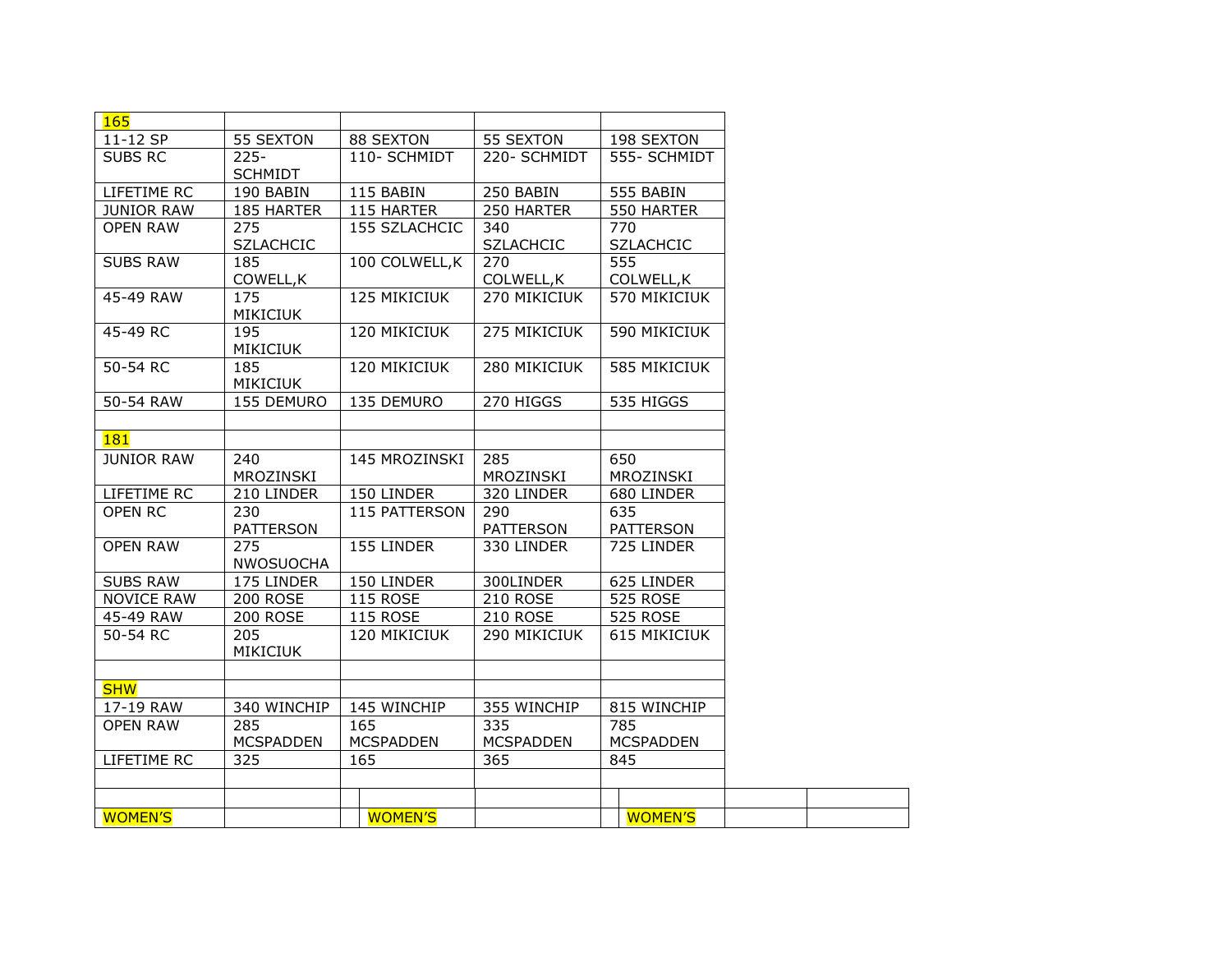| 165 | | | | |
|---|---|---|---|---|
| 11-12 SP | 55 SEXTON | 88 SEXTON | 55 SEXTON | 198 SEXTON |
| SUBS RC | 225- SCHMIDT | 110- SCHMIDT | 220- SCHMIDT | 555- SCHMIDT |
| LIFETIME RC | 190 BABIN | 115 BABIN | 250 BABIN | 555 BABIN |
| JUNIOR RAW | 185 HARTER | 115 HARTER | 250 HARTER | 550 HARTER |
| OPEN RAW | 275 SZLACHCIC | 155 SZLACHCIC | 340 SZLACHCIC | 770 SZLACHCIC |
| SUBS RAW | 185 COWELL,K | 100 COLWELL,K | 270 COLWELL,K | 555 COLWELL,K |
| 45-49 RAW | 175 MIKICIUK | 125 MIKICIUK | 270 MIKICIUK | 570 MIKICIUK |
| 45-49 RC | 195 MIKICIUK | 120 MIKICIUK | 275 MIKICIUK | 590 MIKICIUK |
| 50-54 RC | 185 MIKICIUK | 120 MIKICIUK | 280 MIKICIUK | 585 MIKICIUK |
| 50-54 RAW | 155 DEMURO | 135 DEMURO | 270 HIGGS | 535 HIGGS |
| | | | | |
| 181 | | | | |
| JUNIOR RAW | 240 MROZINSKI | 145 MROZINSKI | 285 MROZINSKI | 650 MROZINSKI |
| LIFETIME RC | 210 LINDER | 150 LINDER | 320 LINDER | 680 LINDER |
| OPEN RC | 230 PATTERSON | 115 PATTERSON | 290 PATTERSON | 635 PATTERSON |
| OPEN RAW | 275 NWOSUOCHA | 155 LINDER | 330 LINDER | 725 LINDER |
| SUBS RAW | 175 LINDER | 150 LINDER | 300LINDER | 625 LINDER |
| NOVICE RAW | 200 ROSE | 115 ROSE | 210 ROSE | 525 ROSE |
| 45-49 RAW | 200 ROSE | 115 ROSE | 210 ROSE | 525 ROSE |
| 50-54 RC | 205 MIKICIUK | 120 MIKICIUK | 290 MIKICIUK | 615 MIKICIUK |
| | | | | |
| SHW | | | | |
| 17-19 RAW | 340 WINCHIP | 145 WINCHIP | 355 WINCHIP | 815 WINCHIP |
| OPEN RAW | 285 MCSPADDEN | 165 MCSPADDEN | 335 MCSPADDEN | 785 MCSPADDEN |
| LIFETIME RC | 325 | 165 | 365 | 845 |
| | | | | |

| | | | | | | | | |
|---|---|---|---|---|---|---|---|---|
| | | | | | | | | |
| WOMEN'S | | | WOMEN'S | | | WOMEN'S | | |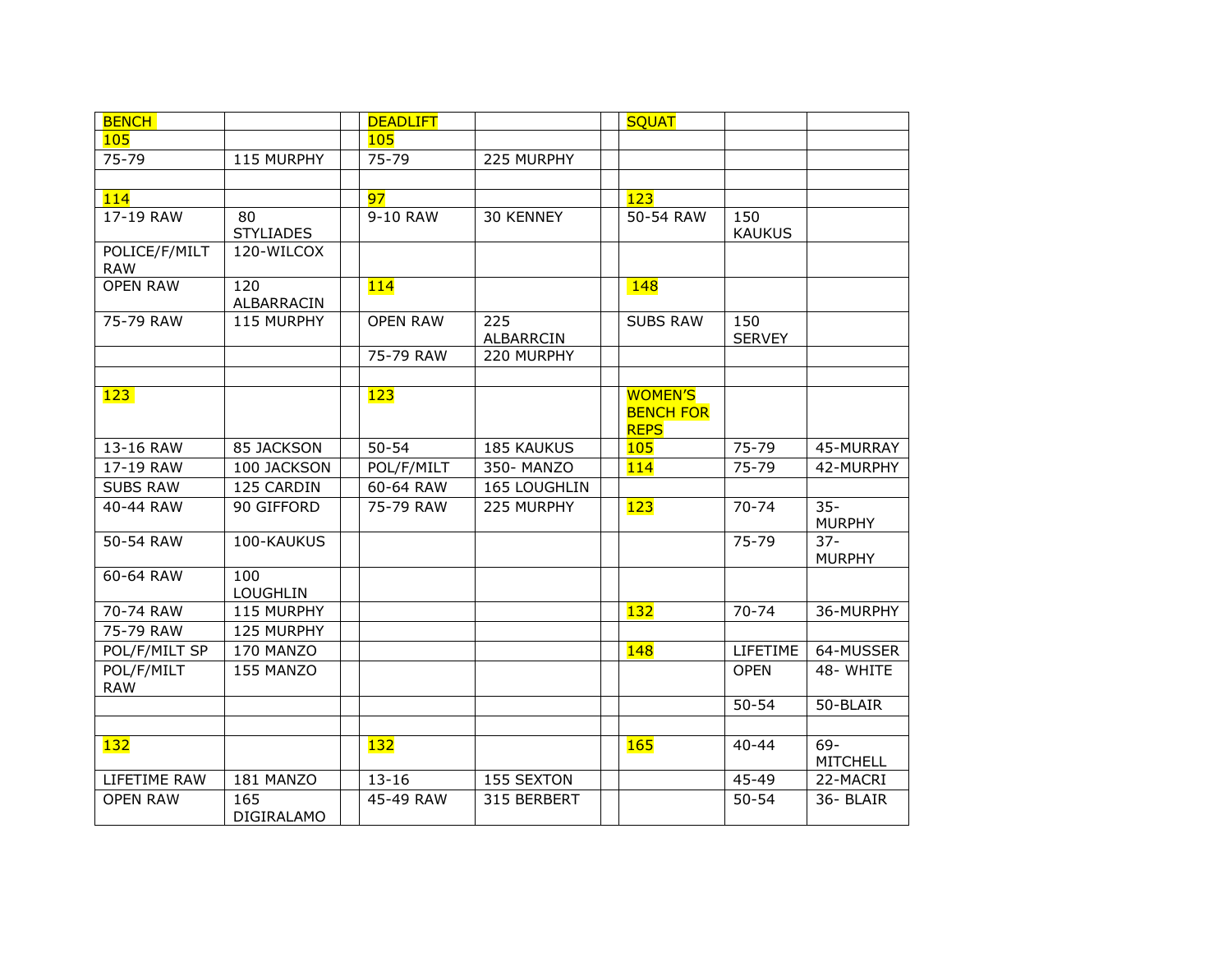| BENCH | | | DEADLIFT | | | SQUAT | | |
|---|---|---|---|---|---|---|---|---|
| 105 | | | 105 | | | | | |
| 75-79 | 115 MURPHY | | 75-79 | 225 MURPHY | | | | |
| | | | | | | | | |
| 114 | | | 97 | | | 123 | | |
| 17-19 RAW | 80 STYLIADES | | 9-10 RAW | 30 KENNEY | | 50-54 RAW | 150 KAUKUS | |
| POLICE/F/MILT RAW | 120-WILCOX | | | | | | | |
| OPEN RAW | 120 ALBARRACIN | | 114 | | | 148 | | |
| 75-79 RAW | 115 MURPHY | | OPEN RAW | 225 ALBARRCIN | | SUBS RAW | 150 SERVEY | |
| | | | 75-79 RAW | 220 MURPHY | | | | |
| | | | | | | | | |
| 123 | | | 123 | | | WOMEN'S BENCH FOR REPS | | |
| 13-16 RAW | 85 JACKSON | | 50-54 | 185 KAUKUS | | 105 | 75-79 | 45-MURRAY |
| 17-19 RAW | 100 JACKSON | | POL/F/MILT | 350- MANZO | | 114 | 75-79 | 42-MURPHY |
| SUBS RAW | 125 CARDIN | | 60-64 RAW | 165 LOUGHLIN | | | | |
| 40-44 RAW | 90 GIFFORD | | 75-79 RAW | 225 MURPHY | | 123 | 70-74 | 35-MURPHY |
| 50-54 RAW | 100-KAUKUS | | | | | | 75-79 | 37-MURPHY |
| 60-64 RAW | 100 LOUGHLIN | | | | | | | |
| 70-74 RAW | 115 MURPHY | | | | | 132 | 70-74 | 36-MURPHY |
| 75-79 RAW | 125 MURPHY | | | | | | | |
| POL/F/MILT SP | 170 MANZO | | | | | 148 | LIFETIME | 64-MUSSER |
| POL/F/MILT RAW | 155 MANZO | | | | | | OPEN | 48- WHITE |
| | | | | | | | 50-54 | 50-BLAIR |
| | | | | | | | | |
| 132 | | | 132 | | | 165 | 40-44 | 69-MITCHELL |
| LIFETIME RAW | 181 MANZO | | 13-16 | 155 SEXTON | | | 45-49 | 22-MACRI |
| OPEN RAW | 165 DIGIRALAMO | | 45-49 RAW | 315 BERBERT | | | 50-54 | 36- BLAIR |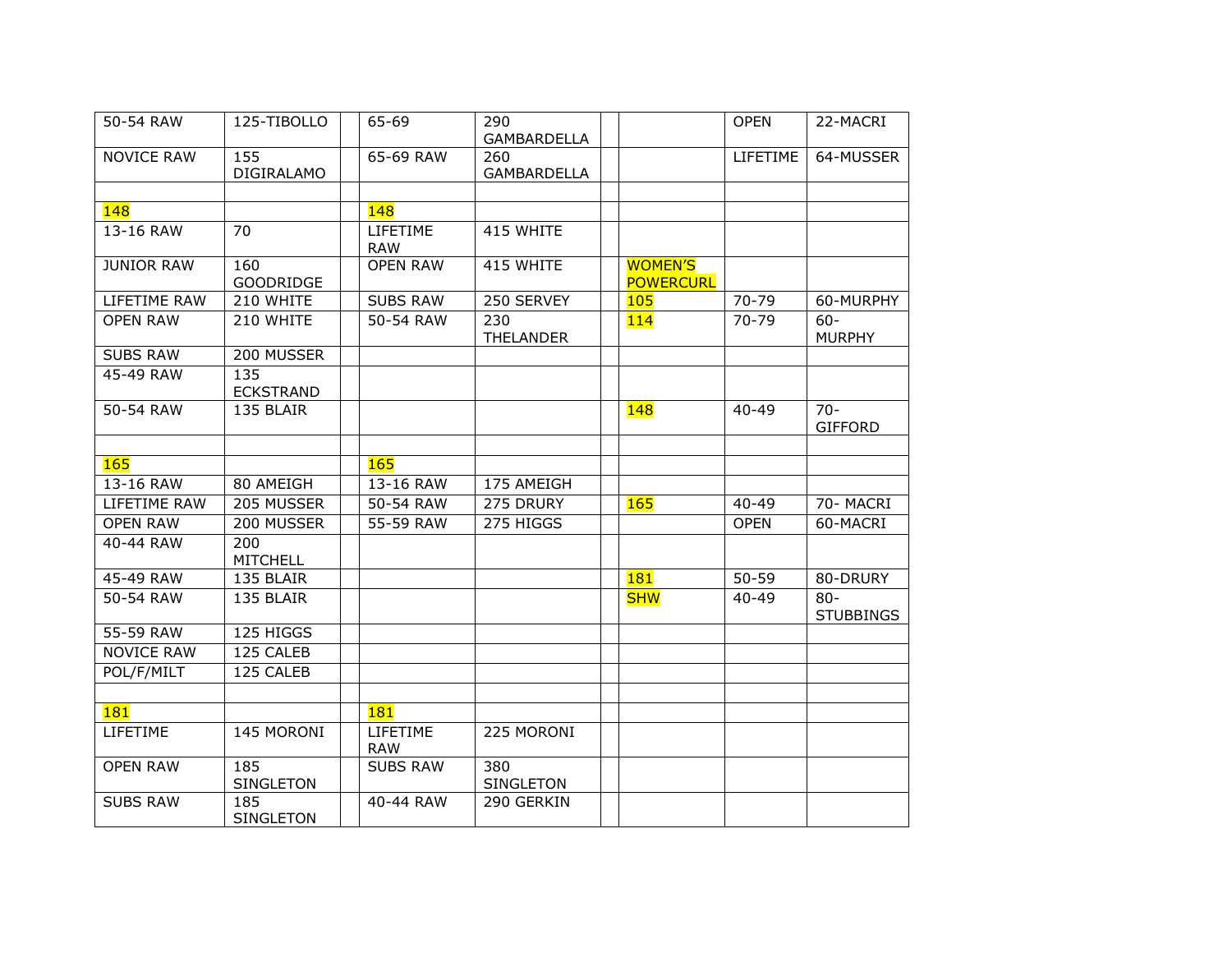| 50-54 RAW | 125-TIBOLLO | | 65-69 | 290 GAMBARDELLA | | | OPEN | 22-MACRI |
|---|---|---|---|---|---|---|---|---|
| NOVICE RAW | 155 DIGIRALAMO | | 65-69 RAW | 260 GAMBARDELLA | | | LIFETIME | 64-MUSSER |
| | | | | | | | | |
| 148 | | | 148 | | | | | |
| 13-16 RAW | 70 | | LIFETIME RAW | 415 WHITE | | | | |
| JUNIOR RAW | 160 GOODRIDGE | | OPEN RAW | 415 WHITE | | WOMEN'S POWERCURL | | |
| LIFETIME RAW | 210 WHITE | | SUBS RAW | 250 SERVEY | | 105 | 70-79 | 60-MURPHY |
| OPEN RAW | 210 WHITE | | 50-54 RAW | 230 THELANDER | | 114 | 70-79 | 60-MURPHY |
| SUBS RAW | 200 MUSSER | | | | | | | |
| 45-49 RAW | 135 ECKSTRAND | | | | | | | |
| 50-54 RAW | 135 BLAIR | | | | | 148 | 40-49 | 70-GIFFORD |
| | | | | | | | | |
| 165 | | | 165 | | | | | |
| 13-16 RAW | 80 AMEIGH | | 13-16 RAW | 175 AMEIGH | | | | |
| LIFETIME RAW | 205 MUSSER | | 50-54 RAW | 275 DRURY | | 165 | 40-49 | 70- MACRI |
| OPEN RAW | 200 MUSSER | | 55-59 RAW | 275 HIGGS | | | OPEN | 60-MACRI |
| 40-44 RAW | 200 MITCHELL | | | | | | | |
| 45-49 RAW | 135 BLAIR | | | | | 181 | 50-59 | 80-DRURY |
| 50-54 RAW | 135 BLAIR | | | | | SHW | 40-49 | 80-STUBBINGS |
| 55-59 RAW | 125 HIGGS | | | | | | | |
| NOVICE RAW | 125 CALEB | | | | | | | |
| POL/F/MILT | 125 CALEB | | | | | | | |
| | | | | | | | | |
| 181 | | | 181 | | | | | |
| LIFETIME | 145 MORONI | | LIFETIME RAW | 225 MORONI | | | | |
| OPEN RAW | 185 SINGLETON | | SUBS RAW | 380 SINGLETON | | | | |
| SUBS RAW | 185 SINGLETON | | 40-44 RAW | 290 GERKIN | | | | |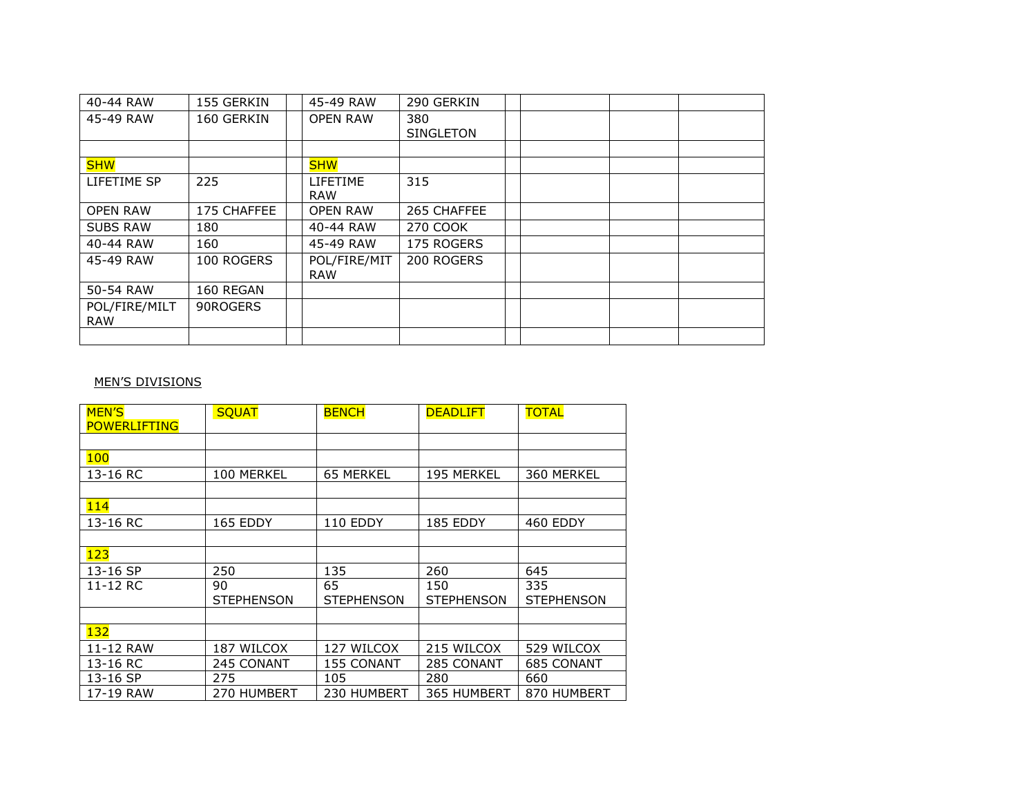| | | | | | | | | |
|---|---|---|---|---|---|---|---|---|
| 40-44 RAW | 155 GERKIN | | 45-49 RAW | 290 GERKIN | | | | |
| 45-49 RAW | 160 GERKIN | | OPEN RAW | 380 SINGLETON | | | | |
| | | | | | | | | |
| SHW | | | SHW | | | | | |
| LIFETIME SP | 225 | | LIFETIME RAW | 315 | | | | |
| OPEN RAW | 175 CHAFFEE | | OPEN RAW | 265 CHAFFEE | | | | |
| SUBS RAW | 180 | | 40-44 RAW | 270 COOK | | | | |
| 40-44 RAW | 160 | | 45-49 RAW | 175 ROGERS | | | | |
| 45-49 RAW | 100 ROGERS | | POL/FIRE/MIT RAW | 200 ROGERS | | | | |
| 50-54 RAW | 160 REGAN | | | | | | | |
| POL/FIRE/MILT RAW | 90ROGERS | | | | | | | |
| | | | | | | | | |

MEN'S DIVISIONS

| MEN'S POWERLIFTING | SQUAT | BENCH | DEADLIFT | TOTAL |
|---|---|---|---|---|
| | | | | |
| 100 | | | | |
| 13-16 RC | 100 MERKEL | 65 MERKEL | 195 MERKEL | 360 MERKEL |
| | | | | |
| 114 | | | | |
| 13-16 RC | 165 EDDY | 110 EDDY | 185 EDDY | 460 EDDY |
| | | | | |
| 123 | | | | |
| 13-16 SP | 250 | 135 | 260 | 645 |
| 11-12 RC | 90 STEPHENSON | 65 STEPHENSON | 150 STEPHENSON | 335 STEPHENSON |
| | | | | |
| 132 | | | | |
| 11-12 RAW | 187 WILCOX | 127 WILCOX | 215 WILCOX | 529 WILCOX |
| 13-16 RC | 245 CONANT | 155 CONANT | 285 CONANT | 685 CONANT |
| 13-16 SP | 275 | 105 | 280 | 660 |
| 17-19 RAW | 270 HUMBERT | 230 HUMBERT | 365 HUMBERT | 870 HUMBERT |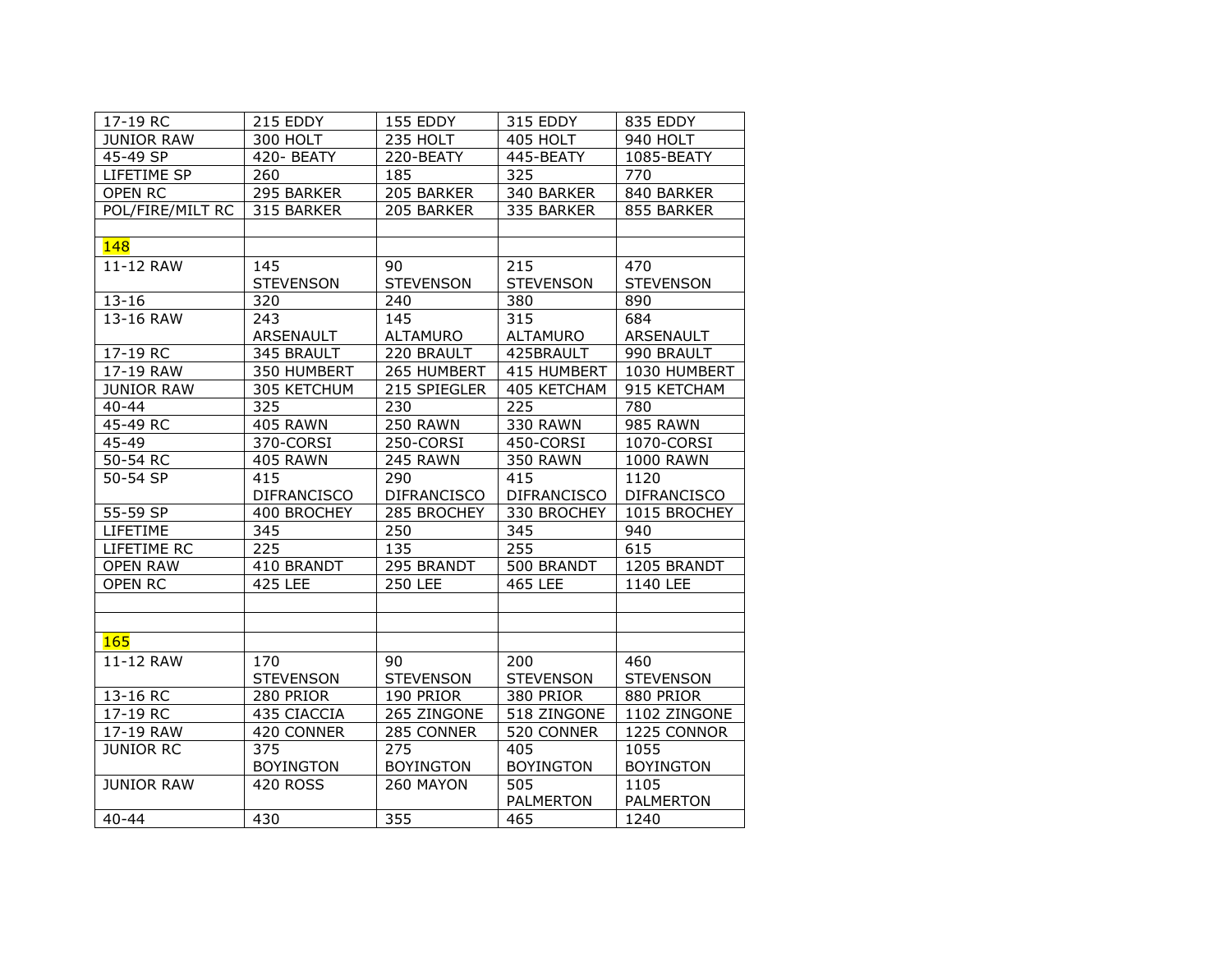| 17-19 RC | 215 EDDY | 155 EDDY | 315 EDDY | 835 EDDY |
|---|---|---|---|---|
| JUNIOR RAW | 300 HOLT | 235 HOLT | 405 HOLT | 940 HOLT |
| 45-49 SP | 420- BEATY | 220-BEATY | 445-BEATY | 1085-BEATY |
| LIFETIME SP | 260 | 185 | 325 | 770 |
| OPEN RC | 295 BARKER | 205 BARKER | 340 BARKER | 840 BARKER |
| POL/FIRE/MILT RC | 315 BARKER | 205 BARKER | 335 BARKER | 855 BARKER |
| | | | | |
| 148 | | | | |
| 11-12 RAW | 145 STEVENSON | 90 STEVENSON | 215 STEVENSON | 470 STEVENSON |
| 13-16 | 320 | 240 | 380 | 890 |
| 13-16 RAW | 243 ARSENAULT | 145 ALTAMURO | 315 ALTAMURO | 684 ARSENAULT |
| 17-19 RC | 345 BRAULT | 220 BRAULT | 425BRAULT | 990 BRAULT |
| 17-19 RAW | 350 HUMBERT | 265 HUMBERT | 415 HUMBERT | 1030 HUMBERT |
| JUNIOR RAW | 305 KETCHUM | 215 SPIEGLER | 405 KETCHAM | 915 KETCHAM |
| 40-44 | 325 | 230 | 225 | 780 |
| 45-49 RC | 405 RAWN | 250 RAWN | 330 RAWN | 985 RAWN |
| 45-49 | 370-CORSI | 250-CORSI | 450-CORSI | 1070-CORSI |
| 50-54 RC | 405 RAWN | 245 RAWN | 350 RAWN | 1000 RAWN |
| 50-54 SP | 415 DIFRANCISCO | 290 DIFRANCISCO | 415 DIFRANCISCO | 1120 DIFRANCISCO |
| 55-59 SP | 400 BROCHEY | 285 BROCHEY | 330 BROCHEY | 1015 BROCHEY |
| LIFETIME | 345 | 250 | 345 | 940 |
| LIFETIME RC | 225 | 135 | 255 | 615 |
| OPEN RAW | 410 BRANDT | 295 BRANDT | 500 BRANDT | 1205 BRANDT |
| OPEN RC | 425 LEE | 250 LEE | 465 LEE | 1140 LEE |
| | | | | |
| | | | | |
| 165 | | | | |
| 11-12 RAW | 170 STEVENSON | 90 STEVENSON | 200 STEVENSON | 460 STEVENSON |
| 13-16 RC | 280 PRIOR | 190 PRIOR | 380 PRIOR | 880 PRIOR |
| 17-19 RC | 435 CIACCIA | 265 ZINGONE | 518 ZINGONE | 1102 ZINGONE |
| 17-19 RAW | 420 CONNER | 285 CONNER | 520 CONNER | 1225 CONNOR |
| JUNIOR RC | 375 BOYINGTON | 275 BOYINGTON | 405 BOYINGTON | 1055 BOYINGTON |
| JUNIOR RAW | 420 ROSS | 260 MAYON | 505 PALMERTON | 1105 PALMERTON |
| 40-44 | 430 | 355 | 465 | 1240 |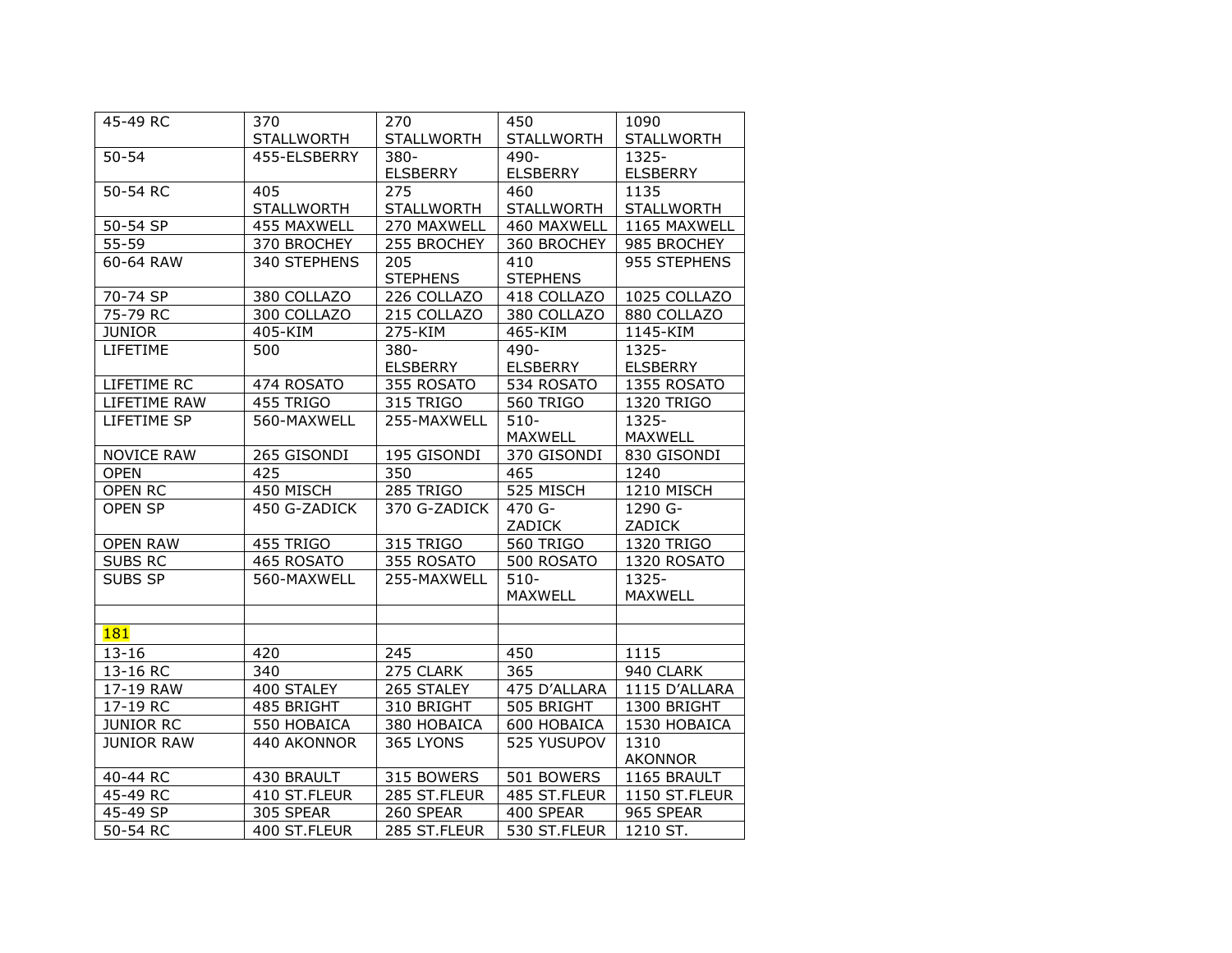| 45-49 RC | 370 STALLWORTH | 270 STALLWORTH | 450 STALLWORTH | 1090 STALLWORTH |
|---|---|---|---|---|
| 50-54 | 455-ELSBERRY | 380-ELSBERRY | 490-ELSBERRY | 1325-ELSBERRY |
| 50-54 RC | 405 STALLWORTH | 275 STALLWORTH | 460 STALLWORTH | 1135 STALLWORTH |
| 50-54 SP | 455 MAXWELL | 270 MAXWELL | 460 MAXWELL | 1165 MAXWELL |
| 55-59 | 370 BROCHEY | 255 BROCHEY | 360 BROCHEY | 985 BROCHEY |
| 60-64 RAW | 340 STEPHENS | 205 STEPHENS | 410 STEPHENS | 955 STEPHENS |
| 70-74 SP | 380 COLLAZO | 226 COLLAZO | 418 COLLAZO | 1025 COLLAZO |
| 75-79 RC | 300 COLLAZO | 215 COLLAZO | 380 COLLAZO | 880 COLLAZO |
| JUNIOR | 405-KIM | 275-KIM | 465-KIM | 1145-KIM |
| LIFETIME | 500 | 380-ELSBERRY | 490-ELSBERRY | 1325-ELSBERRY |
| LIFETIME RC | 474 ROSATO | 355 ROSATO | 534 ROSATO | 1355 ROSATO |
| LIFETIME RAW | 455 TRIGO | 315 TRIGO | 560 TRIGO | 1320 TRIGO |
| LIFETIME SP | 560-MAXWELL | 255-MAXWELL | 510-MAXWELL | 1325-MAXWELL |
| NOVICE RAW | 265 GISONDI | 195 GISONDI | 370 GISONDI | 830 GISONDI |
| OPEN | 425 | 350 | 465 | 1240 |
| OPEN RC | 450 MISCH | 285 TRIGO | 525 MISCH | 1210 MISCH |
| OPEN SP | 450 G-ZADICK | 370 G-ZADICK | 470 G-ZADICK | 1290 G-ZADICK |
| OPEN RAW | 455 TRIGO | 315 TRIGO | 560 TRIGO | 1320 TRIGO |
| SUBS RC | 465 ROSATO | 355 ROSATO | 500 ROSATO | 1320 ROSATO |
| SUBS SP | 560-MAXWELL | 255-MAXWELL | 510-MAXWELL | 1325-MAXWELL |
| | | | | |
| 181 | | | | |
| 13-16 | 420 | 245 | 450 | 1115 |
| 13-16 RC | 340 | 275 CLARK | 365 | 940 CLARK |
| 17-19 RAW | 400 STALEY | 265 STALEY | 475 D'ALLARA | 1115 D'ALLARA |
| 17-19 RC | 485 BRIGHT | 310 BRIGHT | 505 BRIGHT | 1300 BRIGHT |
| JUNIOR RC | 550 HOBAICA | 380 HOBAICA | 600 HOBAICA | 1530 HOBAICA |
| JUNIOR RAW | 440 AKONNOR | 365 LYONS | 525 YUSUPOV | 1310 AKONNOR |
| 40-44 RC | 430 BRAULT | 315 BOWERS | 501 BOWERS | 1165 BRAULT |
| 45-49 RC | 410 ST.FLEUR | 285 ST.FLEUR | 485 ST.FLEUR | 1150 ST.FLEUR |
| 45-49 SP | 305 SPEAR | 260 SPEAR | 400 SPEAR | 965 SPEAR |
| 50-54 RC | 400 ST.FLEUR | 285 ST.FLEUR | 530 ST.FLEUR | 1210 ST. |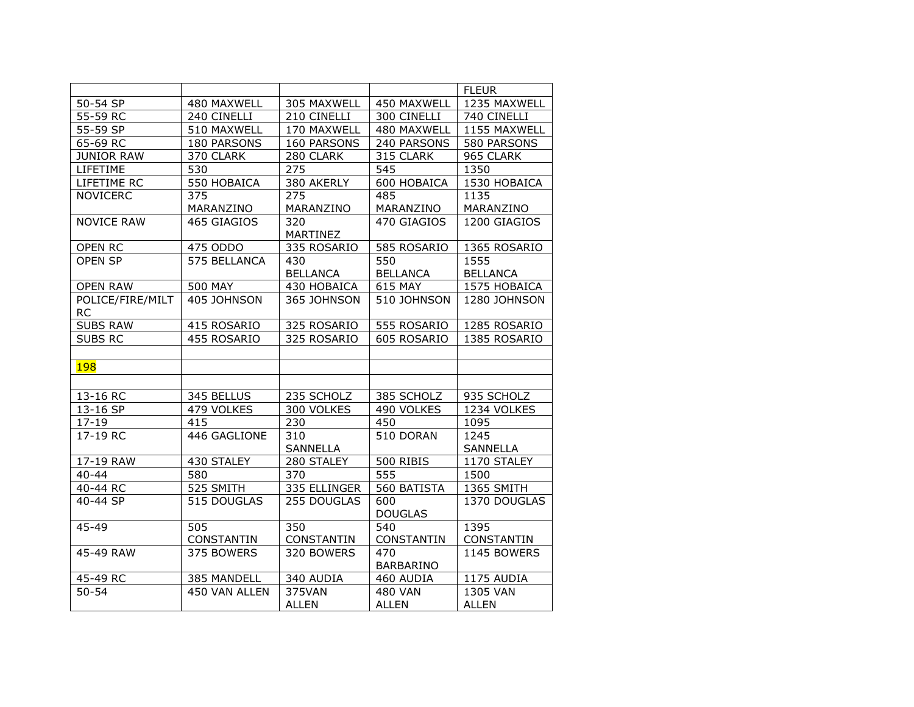| | | | | FLEUR |
|---|---|---|---|---|
| 50-54 SP | 480 MAXWELL | 305 MAXWELL | 450 MAXWELL | 1235 MAXWELL |
| 55-59 RC | 240 CINELLI | 210 CINELLI | 300 CINELLI | 740 CINELLI |
| 55-59 SP | 510 MAXWELL | 170 MAXWELL | 480 MAXWELL | 1155 MAXWELL |
| 65-69 RC | 180 PARSONS | 160 PARSONS | 240 PARSONS | 580 PARSONS |
| JUNIOR RAW | 370 CLARK | 280 CLARK | 315 CLARK | 965 CLARK |
| LIFETIME | 530 | 275 | 545 | 1350 |
| LIFETIME RC | 550 HOBAICA | 380 AKERLY | 600 HOBAICA | 1530 HOBAICA |
| NOVICERC | 375 MARANZINO | 275 MARANZINO | 485 MARANZINO | 1135 MARANZINO |
| NOVICE RAW | 465 GIAGIOS | 320 MARTINEZ | 470 GIAGIOS | 1200 GIAGIOS |
| OPEN RC | 475 ODDO | 335 ROSARIO | 585 ROSARIO | 1365 ROSARIO |
| OPEN SP | 575 BELLANCA | 430 BELLANCA | 550 BELLANCA | 1555 BELLANCA |
| OPEN RAW | 500 MAY | 430 HOBAICA | 615 MAY | 1575 HOBAICA |
| POLICE/FIRE/MILT RC | 405 JOHNSON | 365 JOHNSON | 510 JOHNSON | 1280 JOHNSON |
| SUBS RAW | 415 ROSARIO | 325 ROSARIO | 555 ROSARIO | 1285 ROSARIO |
| SUBS RC | 455 ROSARIO | 325 ROSARIO | 605 ROSARIO | 1385 ROSARIO |
| | | | | |
| 198 | | | | |
| | | | | |
| 13-16 RC | 345 BELLUS | 235 SCHOLZ | 385 SCHOLZ | 935 SCHOLZ |
| 13-16 SP | 479 VOLKES | 300 VOLKES | 490 VOLKES | 1234 VOLKES |
| 17-19 | 415 | 230 | 450 | 1095 |
| 17-19 RC | 446 GAGLIONE | 310 SANNELLA | 510 DORAN | 1245 SANNELLA |
| 17-19 RAW | 430 STALEY | 280 STALEY | 500 RIBIS | 1170 STALEY |
| 40-44 | 580 | 370 | 555 | 1500 |
| 40-44 RC | 525 SMITH | 335 ELLINGER | 560 BATISTA | 1365 SMITH |
| 40-44 SP | 515 DOUGLAS | 255 DOUGLAS | 600 DOUGLAS | 1370 DOUGLAS |
| 45-49 | 505 CONSTANTIN | 350 CONSTANTIN | 540 CONSTANTIN | 1395 CONSTANTIN |
| 45-49 RAW | 375 BOWERS | 320 BOWERS | 470 BARBARINO | 1145 BOWERS |
| 45-49 RC | 385 MANDELL | 340 AUDIA | 460 AUDIA | 1175 AUDIA |
| 50-54 | 450 VAN ALLEN | 375VAN ALLEN | 480 VAN ALLEN | 1305 VAN ALLEN |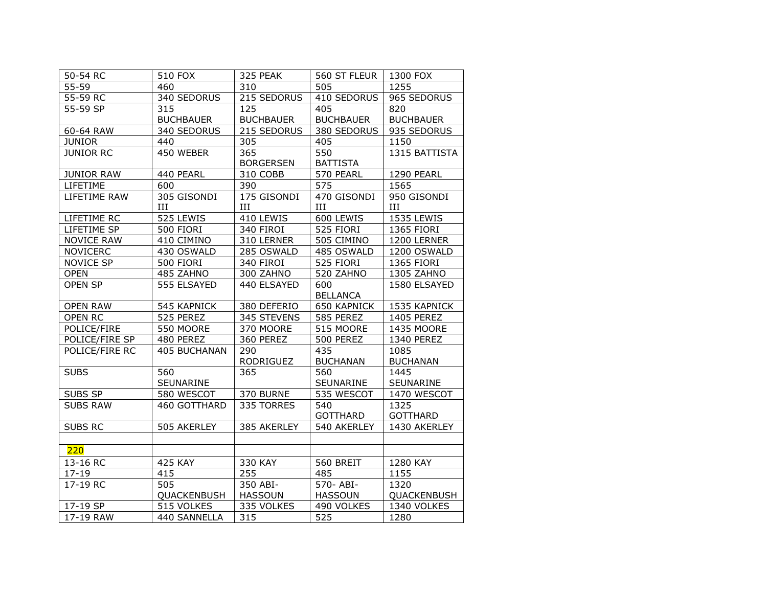| 50-54 RC | 510 FOX | 325 PEAK | 560 ST FLEUR | 1300 FOX |
|---|---|---|---|---|
| 55-59 | 460 | 310 | 505 | 1255 |
| 55-59 RC | 340 SEDORUS | 215 SEDORUS | 410 SEDORUS | 965 SEDORUS |
| 55-59 SP | 315 BUCHBAUER | 125 BUCHBAUER | 405 BUCHBAUER | 820 BUCHBAUER |
| 60-64 RAW | 340 SEDORUS | 215 SEDORUS | 380 SEDORUS | 935 SEDORUS |
| JUNIOR | 440 | 305 | 405 | 1150 |
| JUNIOR RC | 450 WEBER | 365 BORGERSEN | 550 BATTISTA | 1315 BATTISTA |
| JUNIOR RAW | 440 PEARL | 310 COBB | 570 PEARL | 1290 PEARL |
| LIFETIME | 600 | 390 | 575 | 1565 |
| LIFETIME RAW | 305 GISONDI III | 175 GISONDI III | 470 GISONDI III | 950 GISONDI III |
| LIFETIME RC | 525 LEWIS | 410 LEWIS | 600 LEWIS | 1535 LEWIS |
| LIFETIME SP | 500 FIORI | 340 FIROI | 525 FIORI | 1365 FIORI |
| NOVICE RAW | 410 CIMINO | 310 LERNER | 505 CIMINO | 1200 LERNER |
| NOVICERC | 430 OSWALD | 285 OSWALD | 485 OSWALD | 1200 OSWALD |
| NOVICE SP | 500 FIORI | 340 FIROI | 525 FIORI | 1365 FIORI |
| OPEN | 485 ZAHNO | 300 ZAHNO | 520 ZAHNO | 1305 ZAHNO |
| OPEN SP | 555 ELSAYED | 440 ELSAYED | 600 BELLANCA | 1580 ELSAYED |
| OPEN RAW | 545 KAPNICK | 380 DEFERIO | 650 KAPNICK | 1535 KAPNICK |
| OPEN RC | 525 PEREZ | 345 STEVENS | 585 PEREZ | 1405 PEREZ |
| POLICE/FIRE | 550 MOORE | 370 MOORE | 515 MOORE | 1435 MOORE |
| POLICE/FIRE SP | 480 PEREZ | 360 PEREZ | 500 PEREZ | 1340 PEREZ |
| POLICE/FIRE RC | 405 BUCHANAN | 290 RODRIGUEZ | 435 BUCHANAN | 1085 BUCHANAN |
| SUBS | 560 SEUNARINE | 365 | 560 SEUNARINE | 1445 SEUNARINE |
| SUBS SP | 580 WESCOT | 370 BURNE | 535 WESCOT | 1470 WESCOT |
| SUBS RAW | 460 GOTTHARD | 335 TORRES | 540 GOTTHARD | 1325 GOTTHARD |
| SUBS RC | 505 AKERLEY | 385 AKERLEY | 540 AKERLEY | 1430 AKERLEY |
| | | | | |
| 220 | | | | |
| 13-16 RC | 425 KAY | 330 KAY | 560 BREIT | 1280 KAY |
| 17-19 | 415 | 255 | 485 | 1155 |
| 17-19 RC | 505 QUACKENBUSH | 350 ABI-HASSOUN | 570- ABI-HASSOUN | 1320 QUACKENBUSH |
| 17-19 SP | 515 VOLKES | 335 VOLKES | 490 VOLKES | 1340 VOLKES |
| 17-19 RAW | 440 SANNELLA | 315 | 525 | 1280 |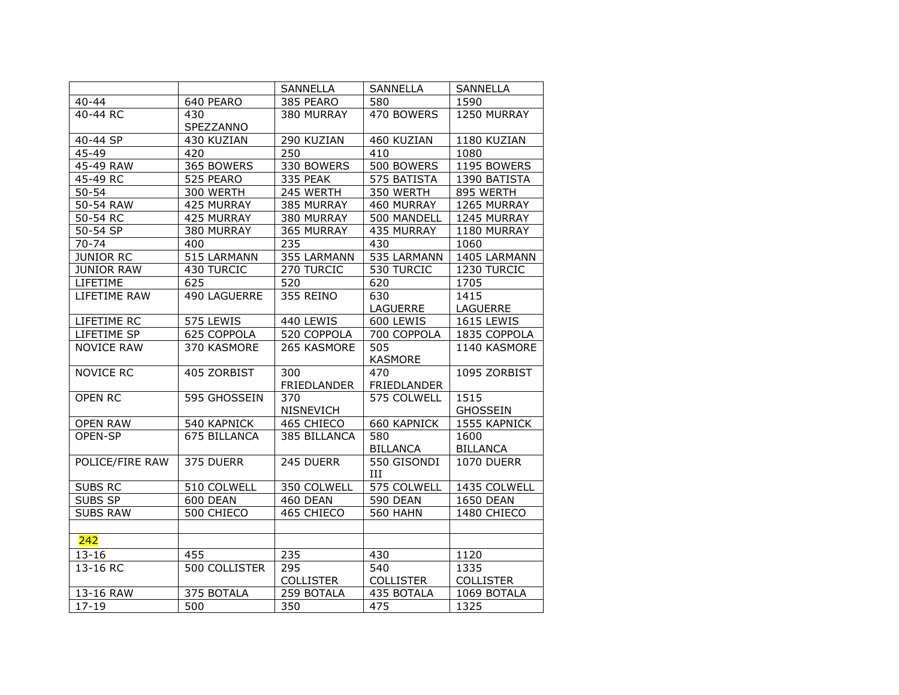| | | SANNELLA | SANNELLA | SANNELLA |
|---|---|---|---|---|
| 40-44 | 640 PEARO | 385 PEARO | 580 | 1590 |
| 40-44 RC | 430 SPEZZANNO | 380 MURRAY | 470 BOWERS | 1250 MURRAY |
| 40-44 SP | 430 KUZIAN | 290 KUZIAN | 460 KUZIAN | 1180 KUZIAN |
| 45-49 | 420 | 250 | 410 | 1080 |
| 45-49 RAW | 365 BOWERS | 330 BOWERS | 500 BOWERS | 1195 BOWERS |
| 45-49 RC | 525 PEARO | 335 PEAK | 575 BATISTA | 1390 BATISTA |
| 50-54 | 300 WERTH | 245 WERTH | 350 WERTH | 895 WERTH |
| 50-54 RAW | 425 MURRAY | 385 MURRAY | 460 MURRAY | 1265 MURRAY |
| 50-54 RC | 425 MURRAY | 380 MURRAY | 500 MANDELL | 1245 MURRAY |
| 50-54 SP | 380 MURRAY | 365 MURRAY | 435 MURRAY | 1180 MURRAY |
| 70-74 | 400 | 235 | 430 | 1060 |
| JUNIOR RC | 515 LARMANN | 355 LARMANN | 535 LARMANN | 1405 LARMANN |
| JUNIOR RAW | 430 TURCIC | 270 TURCIC | 530 TURCIC | 1230 TURCIC |
| LIFETIME | 625 | 520 | 620 | 1705 |
| LIFETIME RAW | 490 LAGUERRE | 355 REINO | 630 LAGUERRE | 1415 LAGUERRE |
| LIFETIME RC | 575 LEWIS | 440 LEWIS | 600 LEWIS | 1615 LEWIS |
| LIFETIME SP | 625 COPPOLA | 520 COPPOLA | 700 COPPOLA | 1835 COPPOLA |
| NOVICE RAW | 370 KASMORE | 265 KASMORE | 505 KASMORE | 1140 KASMORE |
| NOVICE RC | 405 ZORBIST | 300 FRIEDLANDER | 470 FRIEDLANDER | 1095 ZORBIST |
| OPEN RC | 595 GHOSSEIN | 370 NISNEVICH | 575 COLWELL | 1515 GHOSSEIN |
| OPEN RAW | 540 KAPNICK | 465 CHIECO | 660 KAPNICK | 1555 KAPNICK |
| OPEN-SP | 675 BILLANCA | 385 BILLANCA | 580 BILLANCA | 1600 BILLANCA |
| POLICE/FIRE RAW | 375 DUERR | 245 DUERR | 550 GISONDI III | 1070 DUERR |
| SUBS RC | 510 COLWELL | 350 COLWELL | 575 COLWELL | 1435 COLWELL |
| SUBS SP | 600 DEAN | 460 DEAN | 590 DEAN | 1650 DEAN |
| SUBS RAW | 500 CHIECO | 465 CHIECO | 560 HAHN | 1480 CHIECO |
| | | | | |
| 242 | | | | |
| 13-16 | 455 | 235 | 430 | 1120 |
| 13-16 RC | 500 COLLISTER | 295 COLLISTER | 540 COLLISTER | 1335 COLLISTER |
| 13-16 RAW | 375 BOTALA | 259 BOTALA | 435 BOTALA | 1069 BOTALA |
| 17-19 | 500 | 350 | 475 | 1325 |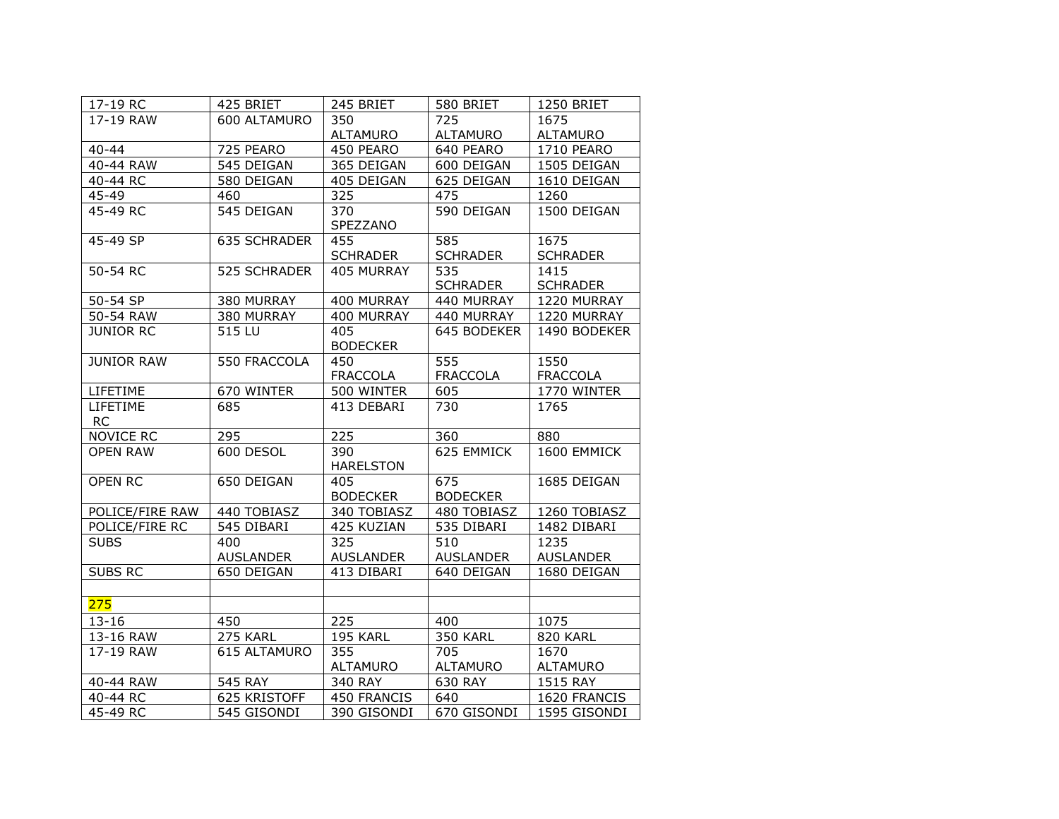| 17-19 RC | 425 BRIET | 245 BRIET | 580 BRIET | 1250 BRIET |
|---|---|---|---|---|
| 17-19 RAW | 600 ALTAMURO | 350 ALTAMURO | 725 ALTAMURO | 1675 ALTAMURO |
| 40-44 | 725 PEARO | 450 PEARO | 640 PEARO | 1710 PEARO |
| 40-44 RAW | 545 DEIGAN | 365 DEIGAN | 600 DEIGAN | 1505 DEIGAN |
| 40-44 RC | 580 DEIGAN | 405 DEIGAN | 625 DEIGAN | 1610 DEIGAN |
| 45-49 | 460 | 325 | 475 | 1260 |
| 45-49 RC | 545 DEIGAN | 370 SPEZZANO | 590 DEIGAN | 1500 DEIGAN |
| 45-49 SP | 635 SCHRADER | 455 SCHRADER | 585 SCHRADER | 1675 SCHRADER |
| 50-54 RC | 525 SCHRADER | 405 MURRAY | 535 SCHRADER | 1415 SCHRADER |
| 50-54 SP | 380 MURRAY | 400 MURRAY | 440 MURRAY | 1220 MURRAY |
| 50-54 RAW | 380 MURRAY | 400 MURRAY | 440 MURRAY | 1220 MURRAY |
| JUNIOR RC | 515 LU | 405 BODECKER | 645 BODEKER | 1490 BODEKER |
| JUNIOR RAW | 550 FRACCOLA | 450 FRACCOLA | 555 FRACCOLA | 1550 FRACCOLA |
| LIFETIME | 670 WINTER | 500 WINTER | 605 | 1770 WINTER |
| LIFETIME RC | 685 | 413 DEBARI | 730 | 1765 |
| NOVICE RC | 295 | 225 | 360 | 880 |
| OPEN RAW | 600 DESOL | 390 HARELSTON | 625 EMMICK | 1600 EMMICK |
| OPEN RC | 650 DEIGAN | 405 BODECKER | 675 BODECKER | 1685 DEIGAN |
| POLICE/FIRE RAW | 440 TOBIASZ | 340 TOBIASZ | 480 TOBIASZ | 1260 TOBIASZ |
| POLICE/FIRE RC | 545 DIBARI | 425 KUZIAN | 535 DIBARI | 1482 DIBARI |
| SUBS | 400 AUSLANDER | 325 AUSLANDER | 510 AUSLANDER | 1235 AUSLANDER |
| SUBS RC | 650 DEIGAN | 413 DIBARI | 640 DEIGAN | 1680 DEIGAN |
| | | | | |
| 275 | | | | |
| 13-16 | 450 | 225 | 400 | 1075 |
| 13-16 RAW | 275 KARL | 195 KARL | 350 KARL | 820 KARL |
| 17-19 RAW | 615 ALTAMURO | 355 ALTAMURO | 705 ALTAMURO | 1670 ALTAMURO |
| 40-44 RAW | 545 RAY | 340 RAY | 630 RAY | 1515 RAY |
| 40-44 RC | 625 KRISTOFF | 450 FRANCIS | 640 | 1620 FRANCIS |
| 45-49 RC | 545 GISONDI | 390 GISONDI | 670 GISONDI | 1595 GISONDI |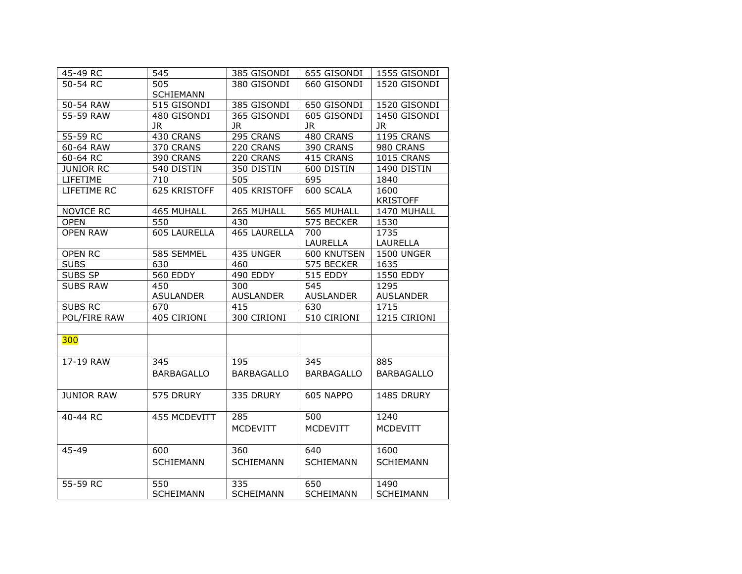| 45-49 RC | 545 | 385 GISONDI | 655 GISONDI | 1555 GISONDI |
| --- | --- | --- | --- | --- |
| 50-54 RC | 505 SCHIEMANN | 380 GISONDI | 660 GISONDI | 1520 GISONDI |
| 50-54 RAW | 515 GISONDI | 385 GISONDI | 650 GISONDI | 1520 GISONDI |
| 55-59 RAW | 480 GISONDI JR | 365 GISONDI JR | 605 GISONDI JR | 1450 GISONDI JR |
| 55-59 RC | 430 CRANS | 295 CRANS | 480 CRANS | 1195 CRANS |
| 60-64 RAW | 370 CRANS | 220 CRANS | 390 CRANS | 980 CRANS |
| 60-64 RC | 390 CRANS | 220 CRANS | 415 CRANS | 1015 CRANS |
| JUNIOR RC | 540 DISTIN | 350 DISTIN | 600 DISTIN | 1490 DISTIN |
| LIFETIME | 710 | 505 | 695 | 1840 |
| LIFETIME RC | 625 KRISTOFF | 405 KRISTOFF | 600 SCALA | 1600 KRISTOFF |
| NOVICE RC | 465 MUHALL | 265 MUHALL | 565 MUHALL | 1470 MUHALL |
| OPEN | 550 | 430 | 575 BECKER | 1530 |
| OPEN RAW | 605 LAURELLA | 465 LAURELLA | 700 LAURELLA | 1735 LAURELLA |
| OPEN RC | 585 SEMMEL | 435 UNGER | 600 KNUTSEN | 1500 UNGER |
| SUBS | 630 | 460 | 575 BECKER | 1635 |
| SUBS SP | 560 EDDY | 490 EDDY | 515 EDDY | 1550 EDDY |
| SUBS RAW | 450 ASULANDER | 300 AUSLANDER | 545 AUSLANDER | 1295 AUSLANDER |
| SUBS RC | 670 | 415 | 630 | 1715 |
| POL/FIRE RAW | 405 CIRIONI | 300 CIRIONI | 510 CIRIONI | 1215 CIRIONI |
| | | | | |
| 300 | | | | |
| 17-19 RAW | 345 BARBAGALLO | 195 BARBAGALLO | 345 BARBAGALLO | 885 BARBAGALLO |
| JUNIOR RAW | 575 DRURY | 335 DRURY | 605 NAPPO | 1485 DRURY |
| 40-44 RC | 455 MCDEVITT | 285 MCDEVITT | 500 MCDEVITT | 1240 MCDEVITT |
| 45-49 | 600 SCHIEMANN | 360 SCHIEMANN | 640 SCHIEMANN | 1600 SCHIEMANN |
| 55-59 RC | 550 SCHEIMANN | 335 SCHEIMANN | 650 SCHEIMANN | 1490 SCHEIMANN |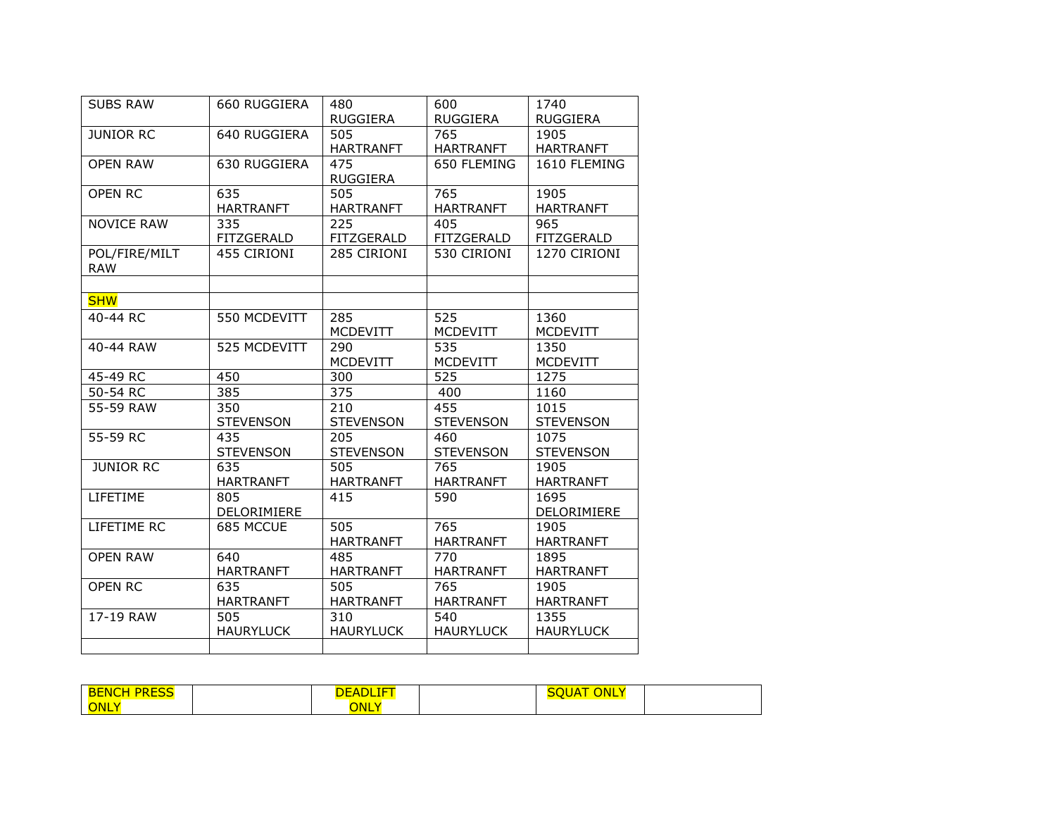| SUBS RAW | 660 RUGGIERA | 480 RUGGIERA | 600 RUGGIERA | 1740 RUGGIERA |
|---|---|---|---|---|
| JUNIOR RC | 640 RUGGIERA | 505 HARTRANFT | 765 HARTRANFT | 1905 HARTRANFT |
| OPEN RAW | 630 RUGGIERA | 475 RUGGIERA | 650 FLEMING | 1610 FLEMING |
| OPEN RC | 635 HARTRANFT | 505 HARTRANFT | 765 HARTRANFT | 1905 HARTRANFT |
| NOVICE RAW | 335 FITZGERALD | 225 FITZGERALD | 405 FITZGERALD | 965 FITZGERALD |
| POL/FIRE/MILT RAW | 455 CIRIONI | 285 CIRIONI | 530 CIRIONI | 1270 CIRIONI |
| | | | | |
| SHW | | | | |
| 40-44 RC | 550 MCDEVITT | 285 MCDEVITT | 525 MCDEVITT | 1360 MCDEVITT |
| 40-44 RAW | 525 MCDEVITT | 290 MCDEVITT | 535 MCDEVITT | 1350 MCDEVITT |
| 45-49 RC | 450 | 300 | 525 | 1275 |
| 50-54 RC | 385 | 375 | 400 | 1160 |
| 55-59 RAW | 350 STEVENSON | 210 STEVENSON | 455 STEVENSON | 1015 STEVENSON |
| 55-59 RC | 435 STEVENSON | 205 STEVENSON | 460 STEVENSON | 1075 STEVENSON |
| JUNIOR RC | 635 HARTRANFT | 505 HARTRANFT | 765 HARTRANFT | 1905 HARTRANFT |
| LIFETIME | 805 DELORIMIERE | 415 | 590 | 1695 DELORIMIERE |
| LIFETIME RC | 685 MCCUE | 505 HARTRANFT | 765 HARTRANFT | 1905 HARTRANFT |
| OPEN RAW | 640 HARTRANFT | 485 HARTRANFT | 770 HARTRANFT | 1895 HARTRANFT |
| OPEN RC | 635 HARTRANFT | 505 HARTRANFT | 765 HARTRANFT | 1905 HARTRANFT |
| 17-19 RAW | 505 HAURYLUCK | 310 HAURYLUCK | 540 HAURYLUCK | 1355 HAURYLUCK |
| | | | | |

| BENCH PRESS ONLY | | DEADLIFT ONLY | | SQUAT ONLY | |
|---|---|---|---|---|---|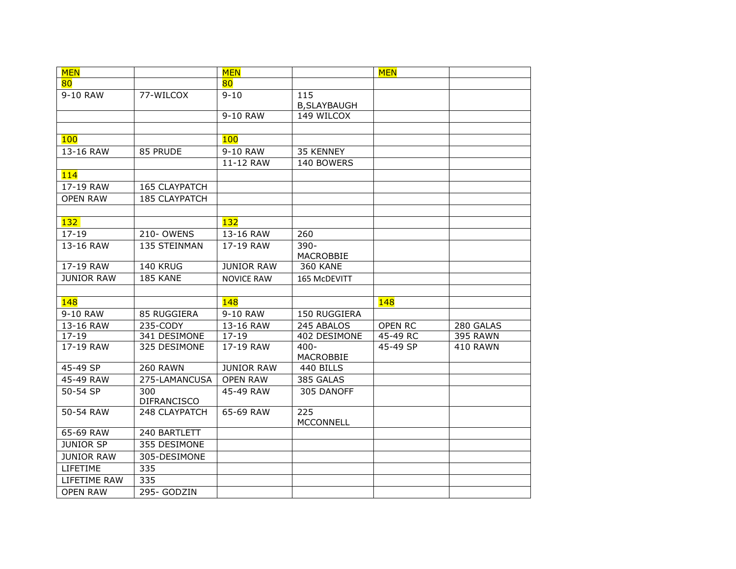| MEN | | MEN | | MEN | |
|---|---|---|---|---|---|
| 80 | | 80 | | | |
| 9-10 RAW | 77-WILCOX | 9-10 | 115 B,SLAYBAUGH | | |
| | | 9-10 RAW | 149 WILCOX | | |
| | | | | | |
| 100 | | 100 | | | |
| 13-16 RAW | 85 PRUDE | 9-10 RAW | 35 KENNEY | | |
| | | 11-12 RAW | 140 BOWERS | | |
| 114 | | | | | |
| 17-19 RAW | 165 CLAYPATCH | | | | |
| OPEN RAW | 185 CLAYPATCH | | | | |
| | | | | | |
| 132 | | 132 | | | |
| 17-19 | 210- OWENS | 13-16 RAW | 260 | | |
| 13-16 RAW | 135 STEINMAN | 17-19 RAW | 390-MACROBBIE | | |
| 17-19 RAW | 140 KRUG | JUNIOR RAW | 360 KANE | | |
| JUNIOR RAW | 185 KANE | NOVICE RAW | 165 McDEVITT | | |
| | | | | | |
| 148 | | 148 | | 148 | |
| 9-10 RAW | 85 RUGGIERA | 9-10 RAW | 150 RUGGIERA | | |
| 13-16 RAW | 235-CODY | 13-16 RAW | 245 ABALOS | OPEN RC | 280 GALAS |
| 17-19 | 341 DESIMONE | 17-19 | 402 DESIMONE | 45-49 RC | 395 RAWN |
| 17-19 RAW | 325 DESIMONE | 17-19 RAW | 400-MACROBBIE | 45-49 SP | 410 RAWN |
| 45-49 SP | 260 RAWN | JUNIOR RAW | 440 BILLS | | |
| 45-49 RAW | 275-LAMANCUSA | OPEN RAW | 385 GALAS | | |
| 50-54 SP | 300 DIFRANCISCO | 45-49 RAW | 305 DANOFF | | |
| 50-54 RAW | 248 CLAYPATCH | 65-69 RAW | 225 MCCONNELL | | |
| 65-69 RAW | 240 BARTLETT | | | | |
| JUNIOR SP | 355 DESIMONE | | | | |
| JUNIOR RAW | 305-DESIMONE | | | | |
| LIFETIME | 335 | | | | |
| LIFETIME RAW | 335 | | | | |
| OPEN RAW | 295- GODZIN | | | | |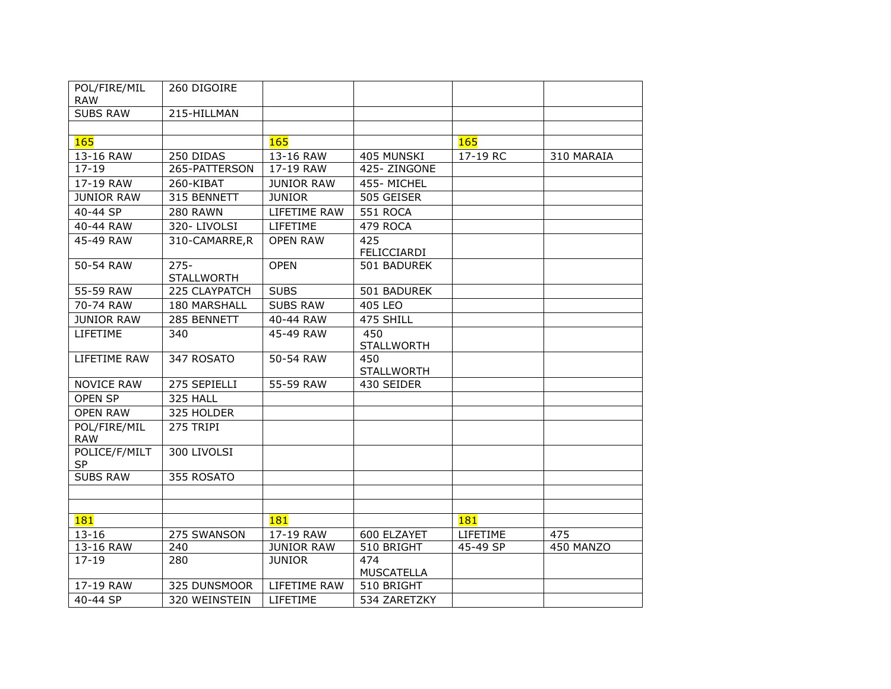| POL/FIRE/MIL RAW | 260 DIGOIRE | | | | |
|---|---|---|---|---|---|
| SUBS RAW | 215-HILLMAN | | | | |
| | | | | | |
| 165 | | 165 | | 165 | |
| 13-16 RAW | 250 DIDAS | 13-16 RAW | 405 MUNSKI | 17-19 RC | 310 MARAIA |
| 17-19 | 265-PATTERSON | 17-19 RAW | 425- ZINGONE | | |
| 17-19 RAW | 260-KIBAT | JUNIOR RAW | 455- MICHEL | | |
| JUNIOR RAW | 315 BENNETT | JUNIOR | 505 GEISER | | |
| 40-44 SP | 280 RAWN | LIFETIME RAW | 551 ROCA | | |
| 40-44 RAW | 320- LIVOLSI | LIFETIME | 479 ROCA | | |
| 45-49 RAW | 310-CAMARRE,R | OPEN RAW | 425 FELICCIARDI | | |
| 50-54 RAW | 275-STALLWORTH | OPEN | 501 BADUREK | | |
| 55-59 RAW | 225 CLAYPATCH | SUBS | 501 BADUREK | | |
| 70-74 RAW | 180 MARSHALL | SUBS RAW | 405 LEO | | |
| JUNIOR RAW | 285 BENNETT | 40-44 RAW | 475 SHILL | | |
| LIFETIME | 340 | 45-49 RAW | 450 STALLWORTH | | |
| LIFETIME RAW | 347 ROSATO | 50-54 RAW | 450 STALLWORTH | | |
| NOVICE RAW | 275 SEPIELLI | 55-59 RAW | 430 SEIDER | | |
| OPEN SP | 325 HALL | | | | |
| OPEN RAW | 325 HOLDER | | | | |
| POL/FIRE/MIL RAW | 275 TRIPI | | | | |
| POLICE/F/MILT SP | 300 LIVOLSI | | | | |
| SUBS RAW | 355 ROSATO | | | | |
| | | | | | |
| | | | | | |
| 181 | | 181 | | 181 | |
| 13-16 | 275 SWANSON | 17-19 RAW | 600 ELZAYET | LIFETIME | 475 |
| 13-16 RAW | 240 | JUNIOR RAW | 510 BRIGHT | 45-49 SP | 450 MANZO |
| 17-19 | 280 | JUNIOR | 474 MUSCATELLA | | |
| 17-19 RAW | 325 DUNSMOOR | LIFETIME RAW | 510 BRIGHT | | |
| 40-44 SP | 320 WEINSTEIN | LIFETIME | 534 ZARETZKY | | |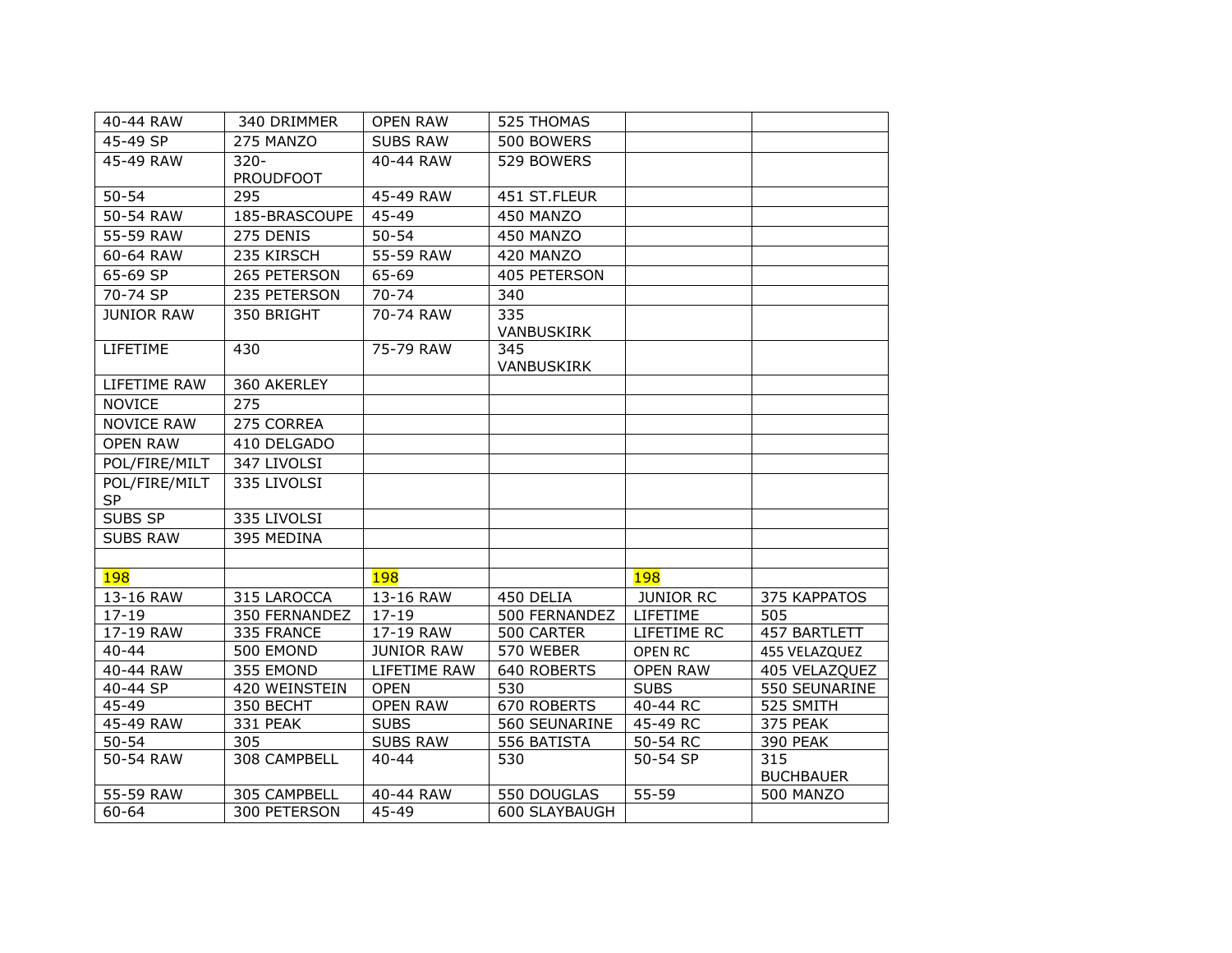| 40-44 RAW | 340 DRIMMER | OPEN RAW | 525 THOMAS | | |
|---|---|---|---|---|---|
| 45-49 SP | 275 MANZO | SUBS RAW | 500 BOWERS | | |
| 45-49 RAW | 320-PROUDFOOT | 40-44 RAW | 529 BOWERS | | |
| 50-54 | 295 | 45-49 RAW | 451 ST.FLEUR | | |
| 50-54 RAW | 185-BRASCOUPE | 45-49 | 450 MANZO | | |
| 55-59 RAW | 275 DENIS | 50-54 | 450 MANZO | | |
| 60-64 RAW | 235 KIRSCH | 55-59 RAW | 420 MANZO | | |
| 65-69 SP | 265 PETERSON | 65-69 | 405 PETERSON | | |
| 70-74 SP | 235 PETERSON | 70-74 | 340 | | |
| JUNIOR RAW | 350 BRIGHT | 70-74 RAW | 335 VANBUSKIRK | | |
| LIFETIME | 430 | 75-79 RAW | 345 VANBUSKIRK | | |
| LIFETIME RAW | 360 AKERLEY | | | | |
| NOVICE | 275 | | | | |
| NOVICE RAW | 275 CORREA | | | | |
| OPEN RAW | 410 DELGADO | | | | |
| POL/FIRE/MILT | 347 LIVOLSI | | | | |
| POL/FIRE/MILT SP | 335 LIVOLSI | | | | |
| SUBS SP | 335 LIVOLSI | | | | |
| SUBS RAW | 395 MEDINA | | | | |
| | | | | | |
| 198 | | 198 | | 198 | |
| 13-16 RAW | 315 LAROCCA | 13-16 RAW | 450 DELIA | JUNIOR RC | 375 KAPPATOS |
| 17-19 | 350 FERNANDEZ | 17-19 | 500 FERNANDEZ | LIFETIME | 505 |
| 17-19 RAW | 335 FRANCE | 17-19 RAW | 500 CARTER | LIFETIME RC | 457 BARTLETT |
| 40-44 | 500 EMOND | JUNIOR RAW | 570 WEBER | OPEN RC | 455 VELAZQUEZ |
| 40-44 RAW | 355 EMOND | LIFETIME RAW | 640 ROBERTS | OPEN RAW | 405 VELAZQUEZ |
| 40-44 SP | 420 WEINSTEIN | OPEN | 530 | SUBS | 550 SEUNARINE |
| 45-49 | 350 BECHT | OPEN RAW | 670 ROBERTS | 40-44 RC | 525 SMITH |
| 45-49 RAW | 331 PEAK | SUBS | 560 SEUNARINE | 45-49 RC | 375 PEAK |
| 50-54 | 305 | SUBS RAW | 556 BATISTA | 50-54 RC | 390 PEAK |
| 50-54 RAW | 308 CAMPBELL | 40-44 | 530 | 50-54 SP | 315 BUCHBAUER |
| 55-59 RAW | 305 CAMPBELL | 40-44 RAW | 550 DOUGLAS | 55-59 | 500 MANZO |
| 60-64 | 300 PETERSON | 45-49 | 600 SLAYBAUGH | | |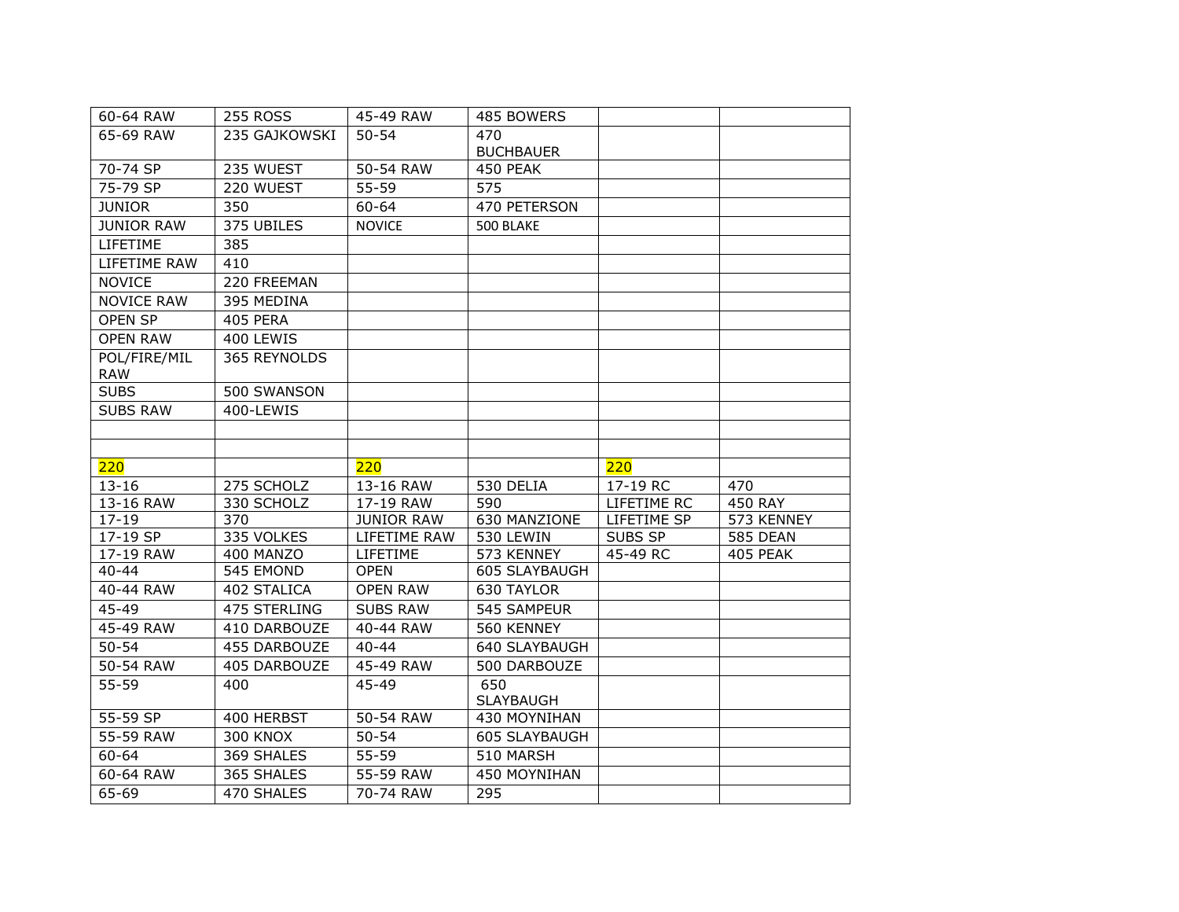| 60-64 RAW | 255 ROSS | 45-49 RAW | 485 BOWERS | | |
|---|---|---|---|---|---|
| 65-69 RAW | 235 GAJKOWSKI | 50-54 | 470 BUCHBAUER | | |
| 70-74 SP | 235 WUEST | 50-54 RAW | 450 PEAK | | |
| 75-79 SP | 220 WUEST | 55-59 | 575 | | |
| JUNIOR | 350 | 60-64 | 470 PETERSON | | |
| JUNIOR RAW | 375 UBILES | NOVICE | 500 BLAKE | | |
| LIFETIME | 385 | | | | |
| LIFETIME RAW | 410 | | | | |
| NOVICE | 220 FREEMAN | | | | |
| NOVICE RAW | 395 MEDINA | | | | |
| OPEN SP | 405 PERA | | | | |
| OPEN RAW | 400 LEWIS | | | | |
| POL/FIRE/MIL RAW | 365 REYNOLDS | | | | |
| SUBS | 500 SWANSON | | | | |
| SUBS RAW | 400-LEWIS | | | | |
| | | | | | |
| | | | | | |
| 220 | | 220 | | 220 | |
| 13-16 | 275 SCHOLZ | 13-16 RAW | 530 DELIA | 17-19 RC | 470 |
| 13-16 RAW | 330 SCHOLZ | 17-19 RAW | 590 | LIFETIME RC | 450 RAY |
| 17-19 | 370 | JUNIOR RAW | 630 MANZIONE | LIFETIME SP | 573 KENNEY |
| 17-19 SP | 335 VOLKES | LIFETIME RAW | 530 LEWIN | SUBS SP | 585 DEAN |
| 17-19 RAW | 400 MANZO | LIFETIME | 573 KENNEY | 45-49 RC | 405 PEAK |
| 40-44 | 545 EMOND | OPEN | 605 SLAYBAUGH | | |
| 40-44 RAW | 402 STALICA | OPEN RAW | 630 TAYLOR | | |
| 45-49 | 475 STERLING | SUBS RAW | 545 SAMPEUR | | |
| 45-49 RAW | 410 DARBOUZE | 40-44 RAW | 560 KENNEY | | |
| 50-54 | 455 DARBOUZE | 40-44 | 640 SLAYBAUGH | | |
| 50-54 RAW | 405 DARBOUZE | 45-49 RAW | 500 DARBOUZE | | |
| 55-59 | 400 | 45-49 | 650 SLAYBAUGH | | |
| 55-59 SP | 400 HERBST | 50-54 RAW | 430 MOYNIHAN | | |
| 55-59 RAW | 300 KNOX | 50-54 | 605 SLAYBAUGH | | |
| 60-64 | 369 SHALES | 55-59 | 510 MARSH | | |
| 60-64 RAW | 365 SHALES | 55-59 RAW | 450 MOYNIHAN | | |
| 65-69 | 470 SHALES | 70-74 RAW | 295 | | |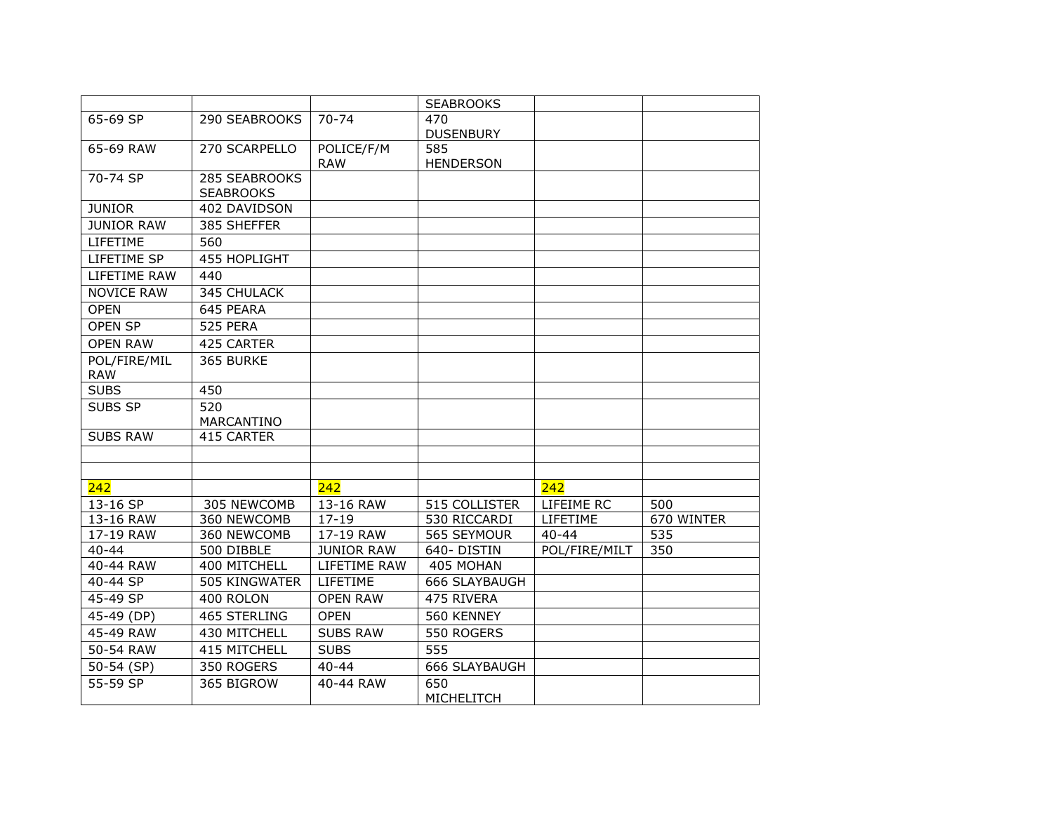| | | | SEABROOKS | | |
|---|---|---|---|---|---|
| 65-69 SP | 290 SEABROOKS | 70-74 | 470 DUSENBURY | | |
| 65-69 RAW | 270 SCARPELLO | POLICE/F/M RAW | 585 HENDERSON | | |
| 70-74 SP | 285 SEABROOKS SEABROOKS | | | | |
| JUNIOR | 402 DAVIDSON | | | | |
| JUNIOR RAW | 385 SHEFFER | | | | |
| LIFETIME | 560 | | | | |
| LIFETIME SP | 455 HOPLIGHT | | | | |
| LIFETIME RAW | 440 | | | | |
| NOVICE RAW | 345 CHULACK | | | | |
| OPEN | 645 PEARA | | | | |
| OPEN SP | 525 PERA | | | | |
| OPEN RAW | 425 CARTER | | | | |
| POL/FIRE/MIL RAW | 365 BURKE | | | | |
| SUBS | 450 | | | | |
| SUBS SP | 520 MARCANTINO | | | | |
| SUBS RAW | 415 CARTER | | | | |
| | | | | | |
| | | | | | |
| 242 | | 242 | | 242 | |
| 13-16 SP | 305 NEWCOMB | 13-16 RAW | 515 COLLISTER | LIFEIME RC | 500 |
| 13-16 RAW | 360 NEWCOMB | 17-19 | 530 RICCARDI | LIFETIME | 670 WINTER |
| 17-19 RAW | 360 NEWCOMB | 17-19 RAW | 565 SEYMOUR | 40-44 | 535 |
| 40-44 | 500 DIBBLE | JUNIOR RAW | 640- DISTIN | POL/FIRE/MILT | 350 |
| 40-44 RAW | 400 MITCHELL | LIFETIME RAW | 405 MOHAN | | |
| 40-44 SP | 505 KINGWATER | LIFETIME | 666 SLAYBAUGH | | |
| 45-49 SP | 400 ROLON | OPEN RAW | 475 RIVERA | | |
| 45-49 (DP) | 465 STERLING | OPEN | 560 KENNEY | | |
| 45-49 RAW | 430 MITCHELL | SUBS RAW | 550 ROGERS | | |
| 50-54 RAW | 415 MITCHELL | SUBS | 555 | | |
| 50-54 (SP) | 350 ROGERS | 40-44 | 666 SLAYBAUGH | | |
| 55-59 SP | 365 BIGROW | 40-44 RAW | 650 MICHELITCH | | |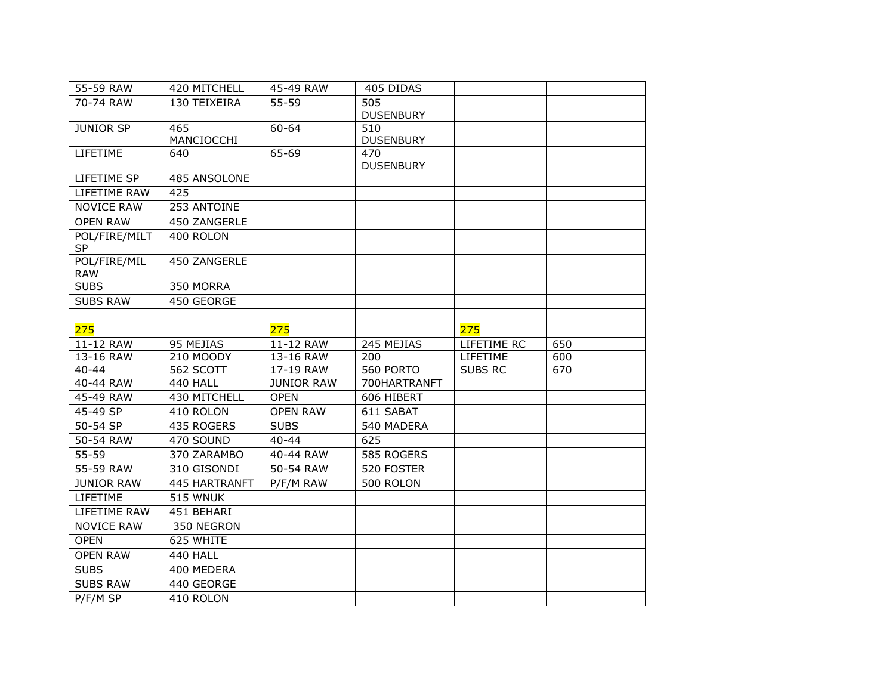| 55-59 RAW | 420 MITCHELL | 45-49 RAW | 405 DIDAS | | |
|---|---|---|---|---|---|
| 70-74 RAW | 130 TEIXEIRA | 55-59 | 505 DUSENBURY | | |
| JUNIOR SP | 465 MANCIOCCHI | 60-64 | 510 DUSENBURY | | |
| LIFETIME | 640 | 65-69 | 470 DUSENBURY | | |
| LIFETIME SP | 485 ANSOLONE | | | | |
| LIFETIME RAW | 425 | | | | |
| NOVICE RAW | 253 ANTOINE | | | | |
| OPEN RAW | 450 ZANGERLE | | | | |
| POL/FIRE/MILT SP | 400 ROLON | | | | |
| POL/FIRE/MIL RAW | 450 ZANGERLE | | | | |
| SUBS | 350 MORRA | | | | |
| SUBS RAW | 450 GEORGE | | | | |
| | | | | | |
| 275 | | 275 | | 275 | |
| 11-12 RAW | 95 MEJIAS | 11-12 RAW | 245 MEJIAS | LIFETIME RC | 650 |
| 13-16 RAW | 210 MOODY | 13-16 RAW | 200 | LIFETIME | 600 |
| 40-44 | 562 SCOTT | 17-19 RAW | 560 PORTO | SUBS RC | 670 |
| 40-44 RAW | 440 HALL | JUNIOR RAW | 700HARTRANFT | | |
| 45-49 RAW | 430 MITCHELL | OPEN | 606 HIBERT | | |
| 45-49 SP | 410 ROLON | OPEN RAW | 611 SABAT | | |
| 50-54 SP | 435 ROGERS | SUBS | 540 MADERA | | |
| 50-54 RAW | 470 SOUND | 40-44 | 625 | | |
| 55-59 | 370 ZARAMBO | 40-44 RAW | 585 ROGERS | | |
| 55-59 RAW | 310 GISONDI | 50-54 RAW | 520 FOSTER | | |
| JUNIOR RAW | 445 HARTRANFT | P/F/M RAW | 500 ROLON | | |
| LIFETIME | 515 WNUK | | | | |
| LIFETIME RAW | 451 BEHARI | | | | |
| NOVICE RAW | 350 NEGRON | | | | |
| OPEN | 625 WHITE | | | | |
| OPEN RAW | 440 HALL | | | | |
| SUBS | 400 MEDERA | | | | |
| SUBS RAW | 440 GEORGE | | | | |
| P/F/M SP | 410 ROLON | | | | |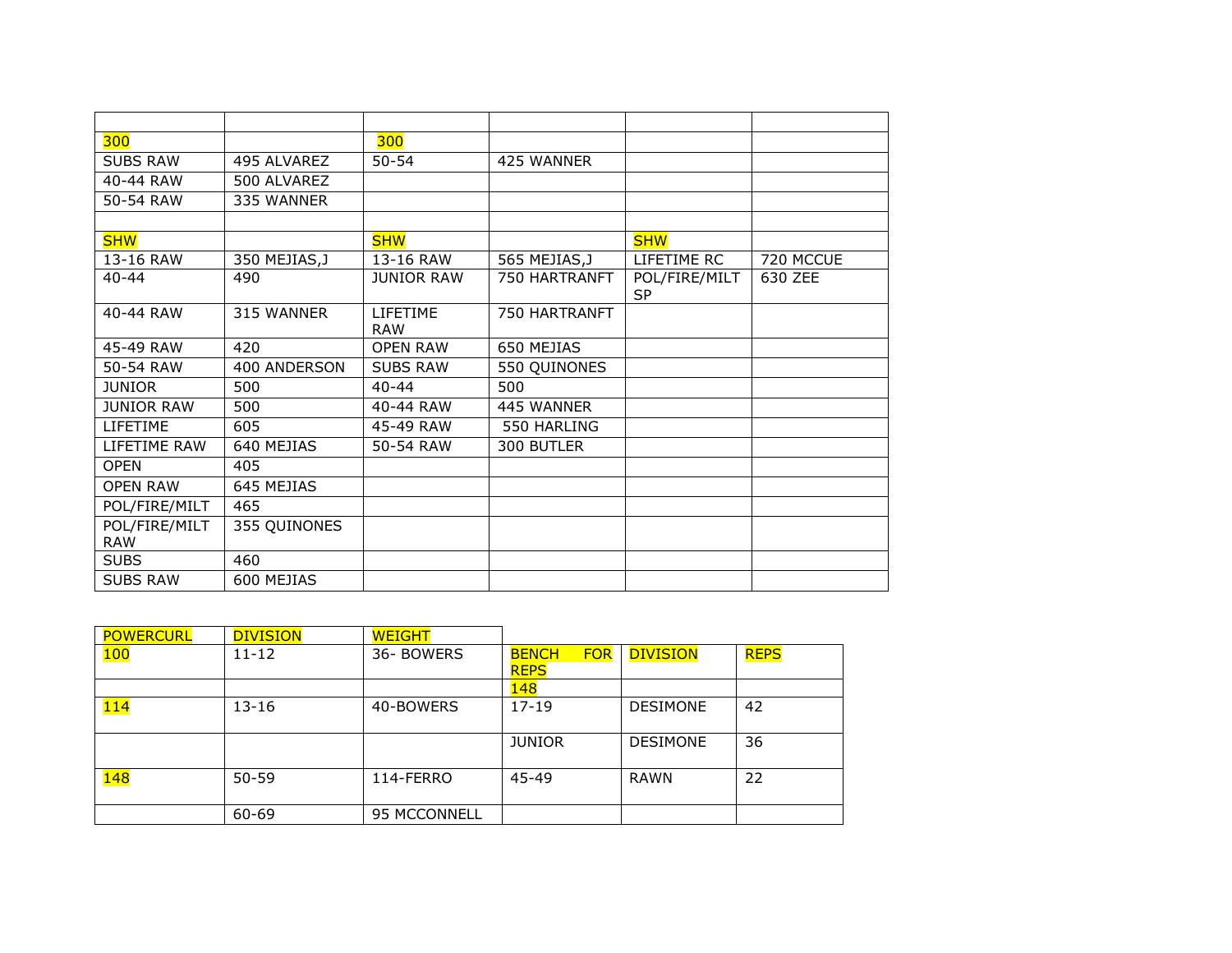| | | | | | |
|---|---|---|---|---|---|
| 300 | | 300 | | | |
| SUBS RAW | 495 ALVAREZ | 50-54 | 425 WANNER | | |
| 40-44 RAW | 500 ALVAREZ | | | | |
| 50-54 RAW | 335 WANNER | | | | |
| | | | | | |
| SHW | | SHW | | SHW | |
| 13-16 RAW | 350 MEJIAS,J | 13-16 RAW | 565 MEJIAS,J | LIFETIME RC | 720 MCCUE |
| 40-44 | 490 | JUNIOR RAW | 750 HARTRANFT | POL/FIRE/MILT SP | 630 ZEE |
| 40-44 RAW | 315 WANNER | LIFETIME RAW | 750 HARTRANFT | | |
| 45-49 RAW | 420 | OPEN RAW | 650 MEJIAS | | |
| 50-54 RAW | 400 ANDERSON | SUBS RAW | 550 QUINONES | | |
| JUNIOR | 500 | 40-44 | 500 | | |
| JUNIOR RAW | 500 | 40-44 RAW | 445 WANNER | | |
| LIFETIME | 605 | 45-49 RAW | 550 HARLING | | |
| LIFETIME RAW | 640 MEJIAS | 50-54 RAW | 300 BUTLER | | |
| OPEN | 405 | | | | |
| OPEN RAW | 645 MEJIAS | | | | |
| POL/FIRE/MILT | 465 | | | | |
| POL/FIRE/MILT RAW | 355 QUINONES | | | | |
| SUBS | 460 | | | | |
| SUBS RAW | 600 MEJIAS | | | | |

| POWERCURL | DIVISION | WEIGHT |
|---|---|---|
| 100 | 11-12 | 36- BOWERS |
| | | |
| 114 | 13-16 | 40-BOWERS |
| | | |
| 148 | 50-59 | 114-FERRO |
| | 60-69 | 95 MCCONNELL |

| BENCH FOR REPS | DIVISION | REPS |
|---|---|---|
| 148 | | |
| 17-19 | DESIMONE | 42 |
| JUNIOR | DESIMONE | 36 |
| 45-49 | RAWN | 22 |
| | | |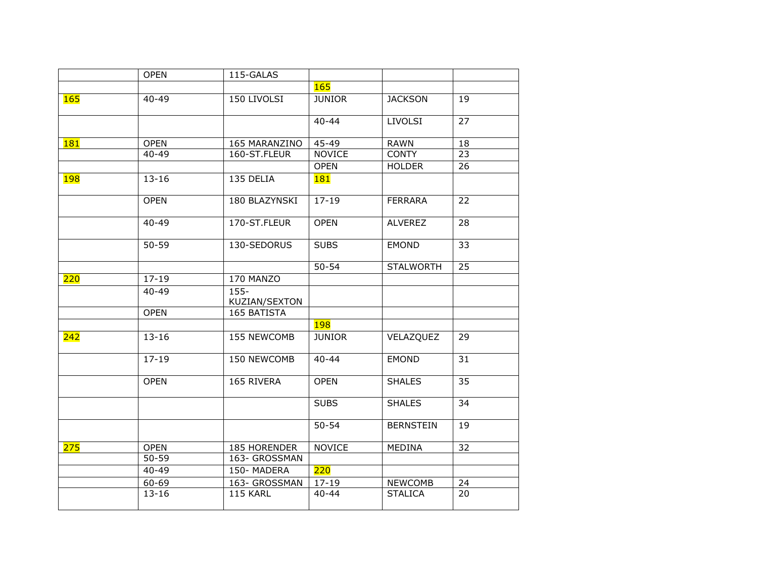| | | | | | |
|---|---|---|---|---|---|
| | OPEN | 115-GALAS | | | |
| | | | 165 | | |
| 165 | 40-49 | 150 LIVOLSI | JUNIOR | JACKSON | 19 |
| | | | 40-44 | LIVOLSI | 27 |
| 181 | OPEN | 165 MARANZINO | 45-49 | RAWN | 18 |
| | 40-49 | 160-ST.FLEUR | NOVICE | CONTY | 23 |
| | | | OPEN | HOLDER | 26 |
| 198 | 13-16 | 135 DELIA | 181 | | |
| | OPEN | 180 BLAZYNSKI | 17-19 | FERRARA | 22 |
| | 40-49 | 170-ST.FLEUR | OPEN | ALVEREZ | 28 |
| | 50-59 | 130-SEDORUS | SUBS | EMOND | 33 |
| | | | 50-54 | STALWORTH | 25 |
| 220 | 17-19 | 170 MANZO | | | |
| | 40-49 | 155-KUZIAN/SEXTON | | | |
| | OPEN | 165 BATISTA | | | |
| | | | 198 | | |
| 242 | 13-16 | 155 NEWCOMB | JUNIOR | VELAZQUEZ | 29 |
| | 17-19 | 150 NEWCOMB | 40-44 | EMOND | 31 |
| | OPEN | 165 RIVERA | OPEN | SHALES | 35 |
| | | | SUBS | SHALES | 34 |
| | | | 50-54 | BERNSTEIN | 19 |
| 275 | OPEN | 185 HORENDER | NOVICE | MEDINA | 32 |
| | 50-59 | 163- GROSSMAN | | | |
| | 40-49 | 150- MADERA | 220 | | |
| | 60-69 | 163- GROSSMAN | 17-19 | NEWCOMB | 24 |
| | 13-16 | 115 KARL | 40-44 | STALICA | 20 |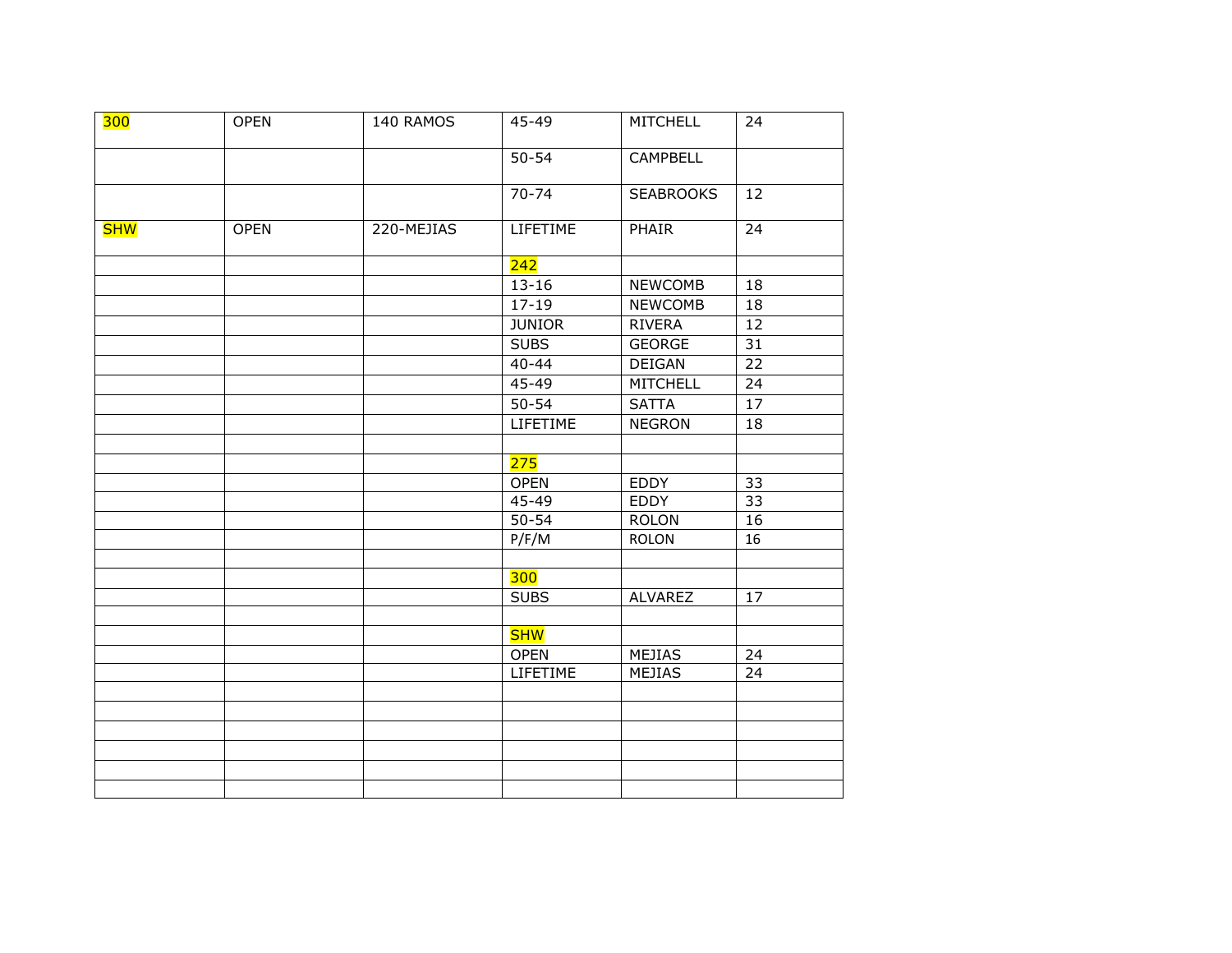| | | | | | |
|---|---|---|---|---|---|
| 300 | OPEN | 140 RAMOS | 45-49 | MITCHELL | 24 |
| | | | 50-54 | CAMPBELL | |
| | | | 70-74 | SEABROOKS | 12 |
| SHW | OPEN | 220-MEJIAS | LIFETIME | PHAIR | 24 |
| | | | 242 | | |
| | | | 13-16 | NEWCOMB | 18 |
| | | | 17-19 | NEWCOMB | 18 |
| | | | JUNIOR | RIVERA | 12 |
| | | | SUBS | GEORGE | 31 |
| | | | 40-44 | DEIGAN | 22 |
| | | | 45-49 | MITCHELL | 24 |
| | | | 50-54 | SATTA | 17 |
| | | | LIFETIME | NEGRON | 18 |
| | | | | | |
| | | | 275 | | |
| | | | OPEN | EDDY | 33 |
| | | | 45-49 | EDDY | 33 |
| | | | 50-54 | ROLON | 16 |
| | | | P/F/M | ROLON | 16 |
| | | | | | |
| | | | 300 | | |
| | | | SUBS | ALVAREZ | 17 |
| | | | | | |
| | | | SHW | | |
| | | | OPEN | MEJIAS | 24 |
| | | | LIFETIME | MEJIAS | 24 |
| | | | | | |
| | | | | | |
| | | | | | |
| | | | | | |
| | | | | | |
| | | | | | |